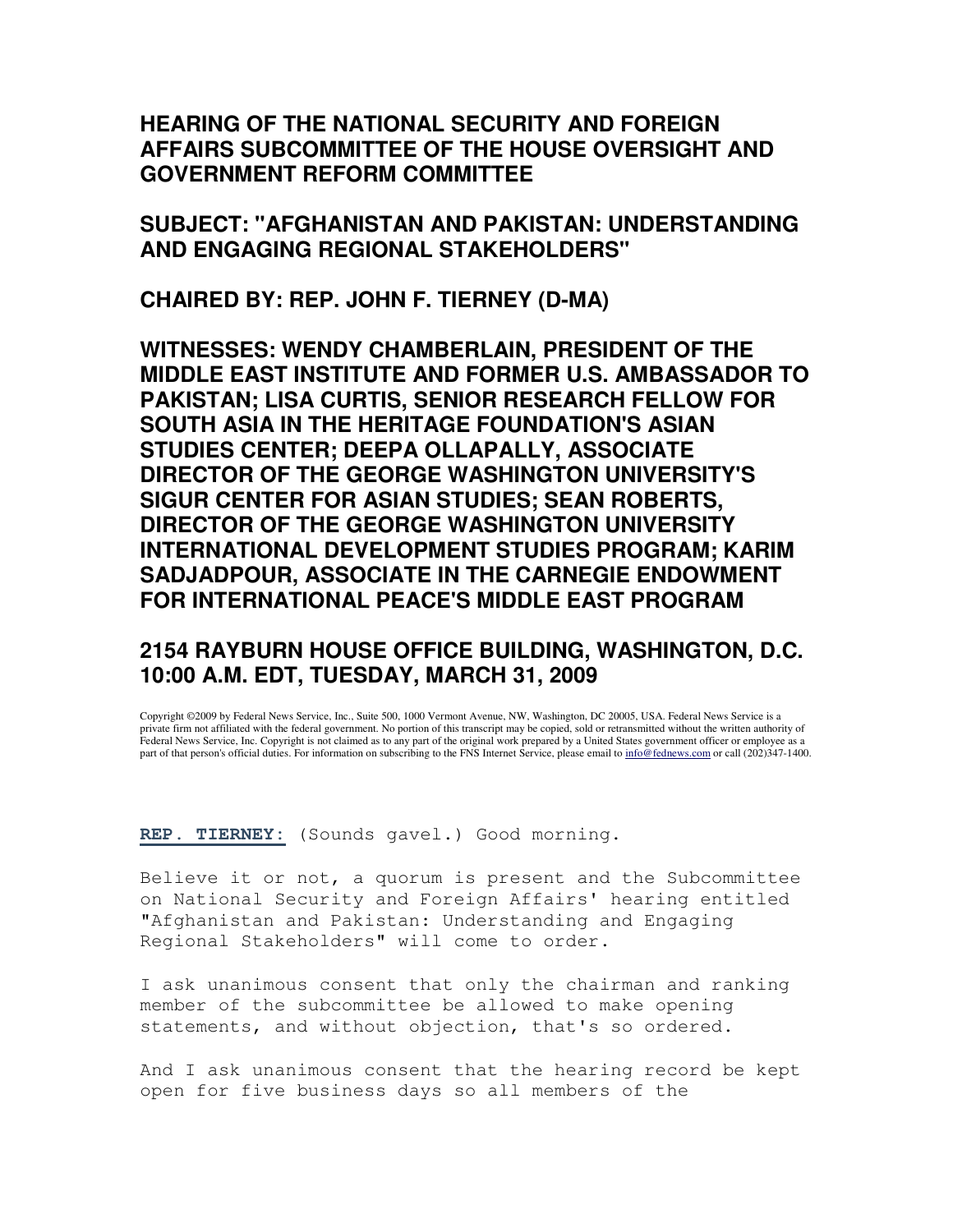# HEARING OF THE NATIONAL SECURITY AND FOREIGN AFFAIRS SUBCOMMITTEE OF THE HOUSE OVERSIGHT AND GOVERNMENT REFORM COMMITTEE

## SUBJECT: "AFGHANISTAN AND PAKISTAN: UNDERSTANDING AND ENGAGING REGIONAL STAKEHOLDERS"

## CHAIRED BY: REP. JOHN F. TIERNEY (D-MA)

## WITNESSES: WENDY CHAMBERLAIN, PRESIDENT OF THE MIDDLE EAST INSTITUTE AND FORMER U.S. AMBASSADOR TO PAKISTAN; LISA CURTIS, SENIOR RESEARCH FELLOW FOR SOUTH ASIA IN THE HERITAGE FOUNDATION'S ASIAN STUDIES CENTER; DEEPA OLLAPALLY, ASSOCIATE DIRECTOR OF THE GEORGE WASHINGTON UNIVERSITY'S SIGUR CENTER FOR ASIAN STUDIES; SEAN ROBERTS, DIRECTOR OF THE GEORGE WASHINGTON UNIVERSITY INTERNATIONAL DEVELOPMENT STUDIES PROGRAM; KARIM SADJADPOUR, ASSOCIATE IN THE CARNEGIE ENDOWMENT FOR INTERNATIONAL PEACE'S MIDDLE EAST PROGRAM

## 2154 RAYBURN HOUSE OFFICE BUILDING, WASHINGTON, D.C. 10:00 A.M. EDT, TUESDAY, MARCH 31, 2009

Copyright ©2009 by Federal News Service, Inc., Suite 500, 1000 Vermont Avenue, NW, Washington, DC 20005, USA. Federal News Service is a private firm not affiliated with the federal government. No portion of this transcript may be copied, sold or retransmitted without the written authority of Federal News Service, Inc. Copyright is not claimed as to any part of the original work prepared by a United States government officer or employee as a part of that person's official duties. For information on subscribing to the FNS Internet Service, please email to info@fednews.com or call (202)347-1400.

**REP. TIERNEY:** (Sounds gavel.) Good morning.

Believe it or not, a quorum is present and the Subcommittee on National Security and Foreign Affairs' hearing entitled "Afghanistan and Pakistan: Understanding and Engaging Regional Stakeholders" will come to order.

I ask unanimous consent that only the chairman and ranking member of the subcommittee be allowed to make opening statements, and without objection, that's so ordered.

And I ask unanimous consent that the hearing record be kept open for five business days so all members of the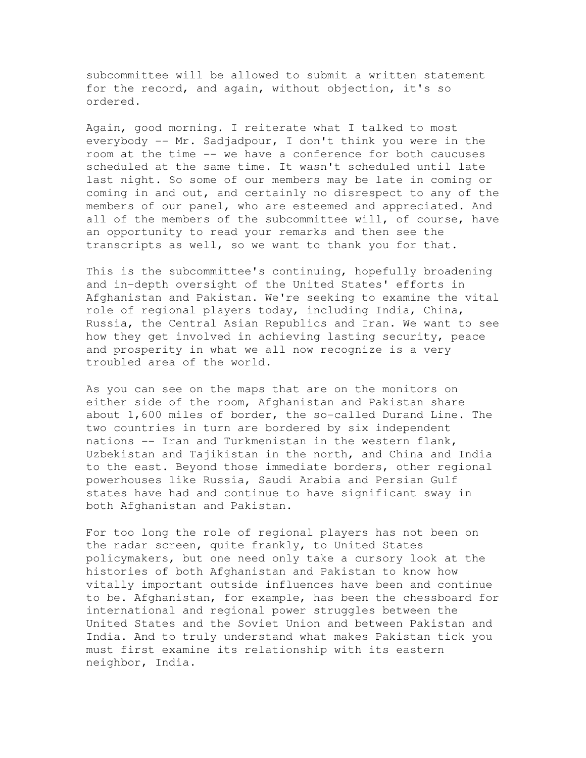subcommittee will be allowed to submit a written statement for the record, and again, without objection, it's so ordered.

Again, good morning. I reiterate what I talked to most everybody -- Mr. Sadjadpour, I don't think you were in the room at the time -- we have a conference for both caucuses scheduled at the same time. It wasn't scheduled until late last night. So some of our members may be late in coming or coming in and out, and certainly no disrespect to any of the members of our panel, who are esteemed and appreciated. And all of the members of the subcommittee will, of course, have an opportunity to read your remarks and then see the transcripts as well, so we want to thank you for that.

This is the subcommittee's continuing, hopefully broadening and in-depth oversight of the United States' efforts in Afghanistan and Pakistan. We're seeking to examine the vital role of regional players today, including India, China, Russia, the Central Asian Republics and Iran. We want to see how they get involved in achieving lasting security, peace and prosperity in what we all now recognize is a very troubled area of the world.

As you can see on the maps that are on the monitors on either side of the room, Afghanistan and Pakistan share about 1,600 miles of border, the so-called Durand Line. The two countries in turn are bordered by six independent nations -- Iran and Turkmenistan in the western flank, Uzbekistan and Tajikistan in the north, and China and India to the east. Beyond those immediate borders, other regional powerhouses like Russia, Saudi Arabia and Persian Gulf states have had and continue to have significant sway in both Afghanistan and Pakistan.

For too long the role of regional players has not been on the radar screen, quite frankly, to United States policymakers, but one need only take a cursory look at the histories of both Afghanistan and Pakistan to know how vitally important outside influences have been and continue to be. Afghanistan, for example, has been the chessboard for international and regional power struggles between the United States and the Soviet Union and between Pakistan and India. And to truly understand what makes Pakistan tick you must first examine its relationship with its eastern neighbor, India.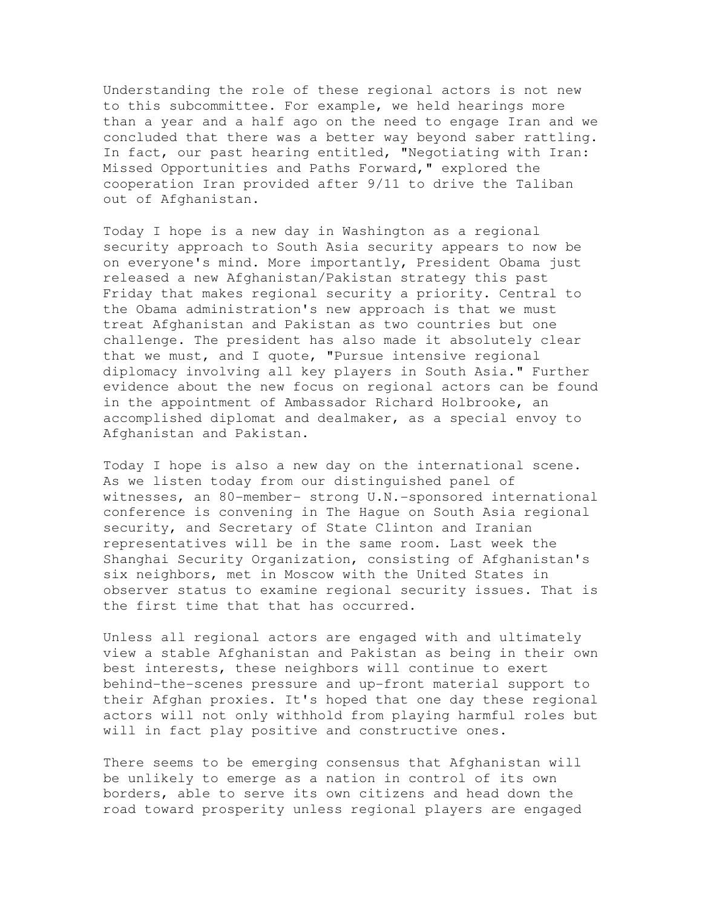Understanding the role of these regional actors is not new to this subcommittee. For example, we held hearings more than a year and a half ago on the need to engage Iran and we concluded that there was a better way beyond saber rattling. In fact, our past hearing entitled, "Negotiating with Iran: Missed Opportunities and Paths Forward," explored the cooperation Iran provided after 9/11 to drive the Taliban out of Afghanistan.

Today I hope is a new day in Washington as a regional security approach to South Asia security appears to now be on everyone's mind. More importantly, President Obama just released a new Afghanistan/Pakistan strategy this past Friday that makes regional security a priority. Central to the Obama administration's new approach is that we must treat Afghanistan and Pakistan as two countries but one challenge. The president has also made it absolutely clear that we must, and I quote, "Pursue intensive regional diplomacy involving all key players in South Asia." Further evidence about the new focus on regional actors can be found in the appointment of Ambassador Richard Holbrooke, an accomplished diplomat and dealmaker, as a special envoy to Afghanistan and Pakistan.

Today I hope is also a new day on the international scene. As we listen today from our distinguished panel of witnesses, an 80-member- strong U.N.-sponsored international conference is convening in The Hague on South Asia regional security, and Secretary of State Clinton and Iranian representatives will be in the same room. Last week the Shanghai Security Organization, consisting of Afghanistan's six neighbors, met in Moscow with the United States in observer status to examine regional security issues. That is the first time that that has occurred.

Unless all regional actors are engaged with and ultimately view a stable Afghanistan and Pakistan as being in their own best interests, these neighbors will continue to exert behind-the-scenes pressure and up-front material support to their Afghan proxies. It's hoped that one day these regional actors will not only withhold from playing harmful roles but will in fact play positive and constructive ones.

There seems to be emerging consensus that Afghanistan will be unlikely to emerge as a nation in control of its own borders, able to serve its own citizens and head down the road toward prosperity unless regional players are engaged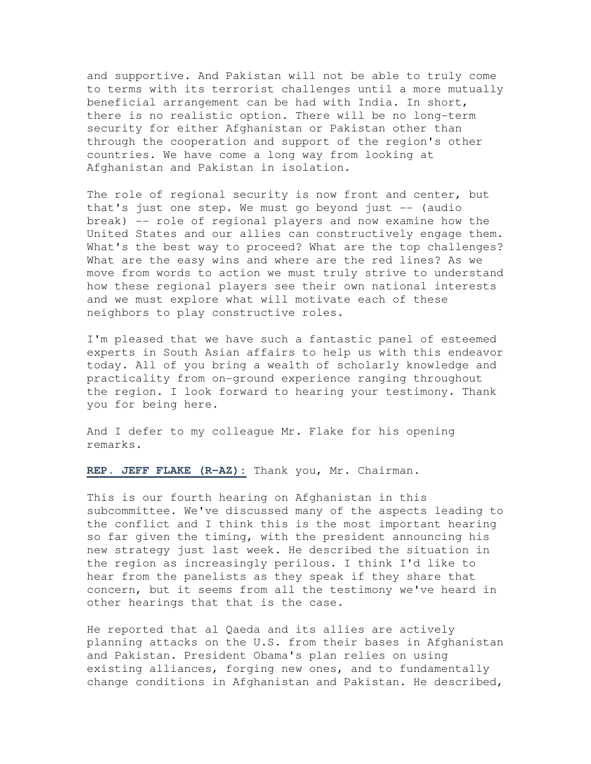and supportive. And Pakistan will not be able to truly come to terms with its terrorist challenges until a more mutually beneficial arrangement can be had with India. In short, there is no realistic option. There will be no long-term security for either Afghanistan or Pakistan other than through the cooperation and support of the region's other countries. We have come a long way from looking at Afghanistan and Pakistan in isolation.

The role of regional security is now front and center, but that's just one step. We must go beyond just -- (audio break) -- role of regional players and now examine how the United States and our allies can constructively engage them. What's the best way to proceed? What are the top challenges? What are the easy wins and where are the red lines? As we move from words to action we must truly strive to understand how these regional players see their own national interests and we must explore what will motivate each of these neighbors to play constructive roles.

I'm pleased that we have such a fantastic panel of esteemed experts in South Asian affairs to help us with this endeavor today. All of you bring a wealth of scholarly knowledge and practicality from on-ground experience ranging throughout the region. I look forward to hearing your testimony. Thank you for being here.

And I defer to my colleague Mr. Flake for his opening remarks.

**REP. JEFF FLAKE (R-AZ):** Thank you, Mr. Chairman.

This is our fourth hearing on Afghanistan in this subcommittee. We've discussed many of the aspects leading to the conflict and I think this is the most important hearing so far given the timing, with the president announcing his new strategy just last week. He described the situation in the region as increasingly perilous. I think I'd like to hear from the panelists as they speak if they share that concern, but it seems from all the testimony we've heard in other hearings that that is the case.

He reported that al Qaeda and its allies are actively planning attacks on the U.S. from their bases in Afghanistan and Pakistan. President Obama's plan relies on using existing alliances, forging new ones, and to fundamentally change conditions in Afghanistan and Pakistan. He described,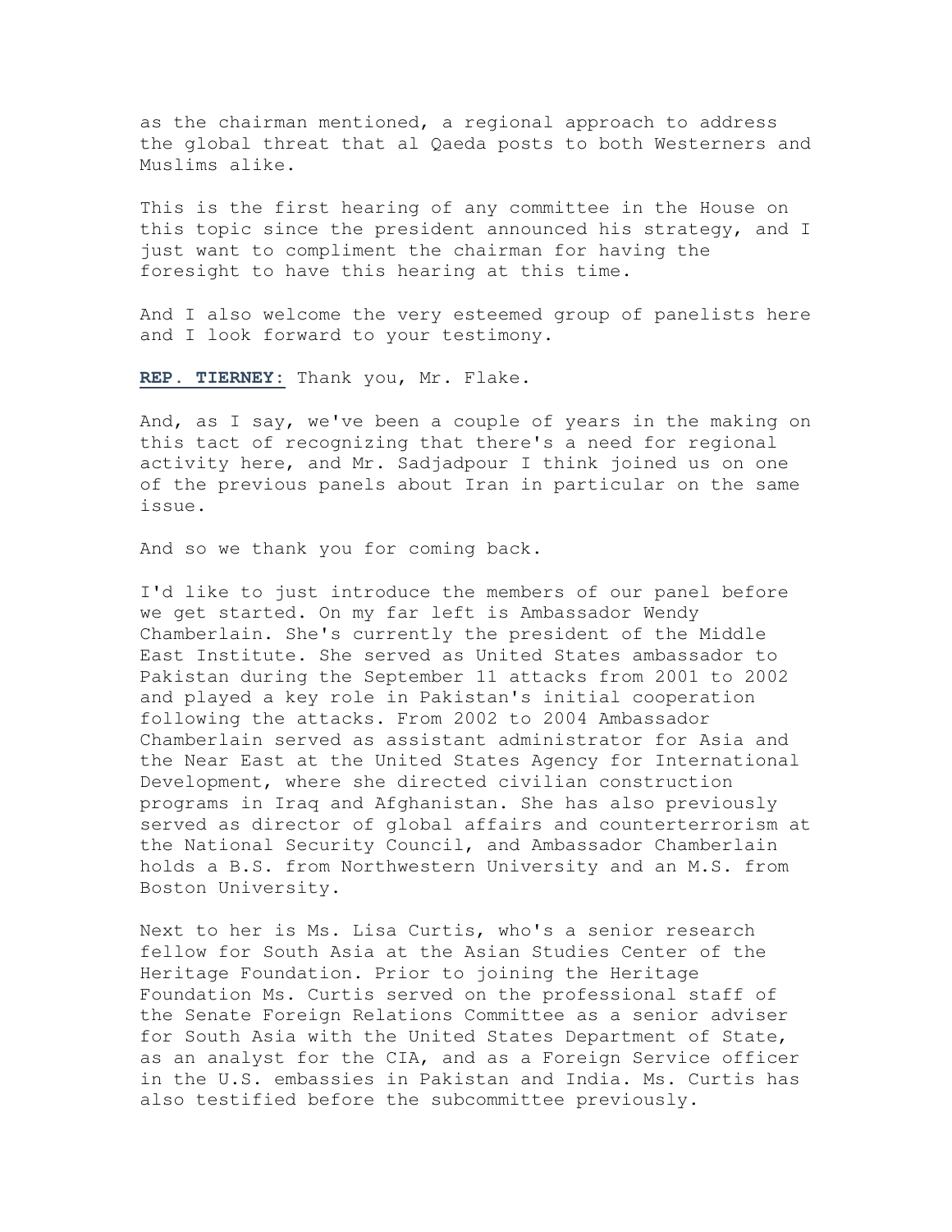as the chairman mentioned, a regional approach to address the global threat that al Qaeda posts to both Westerners and Muslims alike.

This is the first hearing of any committee in the House on this topic since the president announced his strategy, and I just want to compliment the chairman for having the foresight to have this hearing at this time.

And I also welcome the very esteemed group of panelists here and I look forward to your testimony.

**REP. TIERNEY:** Thank you, Mr. Flake.

And, as I say, we've been a couple of years in the making on this tact of recognizing that there's a need for regional activity here, and Mr. Sadjadpour I think joined us on one of the previous panels about Iran in particular on the same issue.

And so we thank you for coming back.

I'd like to just introduce the members of our panel before we get started. On my far left is Ambassador Wendy Chamberlain. She's currently the president of the Middle East Institute. She served as United States ambassador to Pakistan during the September 11 attacks from 2001 to 2002 and played a key role in Pakistan's initial cooperation following the attacks. From 2002 to 2004 Ambassador Chamberlain served as assistant administrator for Asia and the Near East at the United States Agency for International Development, where she directed civilian construction programs in Iraq and Afghanistan. She has also previously served as director of global affairs and counterterrorism at the National Security Council, and Ambassador Chamberlain holds a B.S. from Northwestern University and an M.S. from Boston University.

Next to her is Ms. Lisa Curtis, who's a senior research fellow for South Asia at the Asian Studies Center of the Heritage Foundation. Prior to joining the Heritage Foundation Ms. Curtis served on the professional staff of the Senate Foreign Relations Committee as a senior adviser for South Asia with the United States Department of State, as an analyst for the CIA, and as a Foreign Service officer in the U.S. embassies in Pakistan and India. Ms. Curtis has also testified before the subcommittee previously.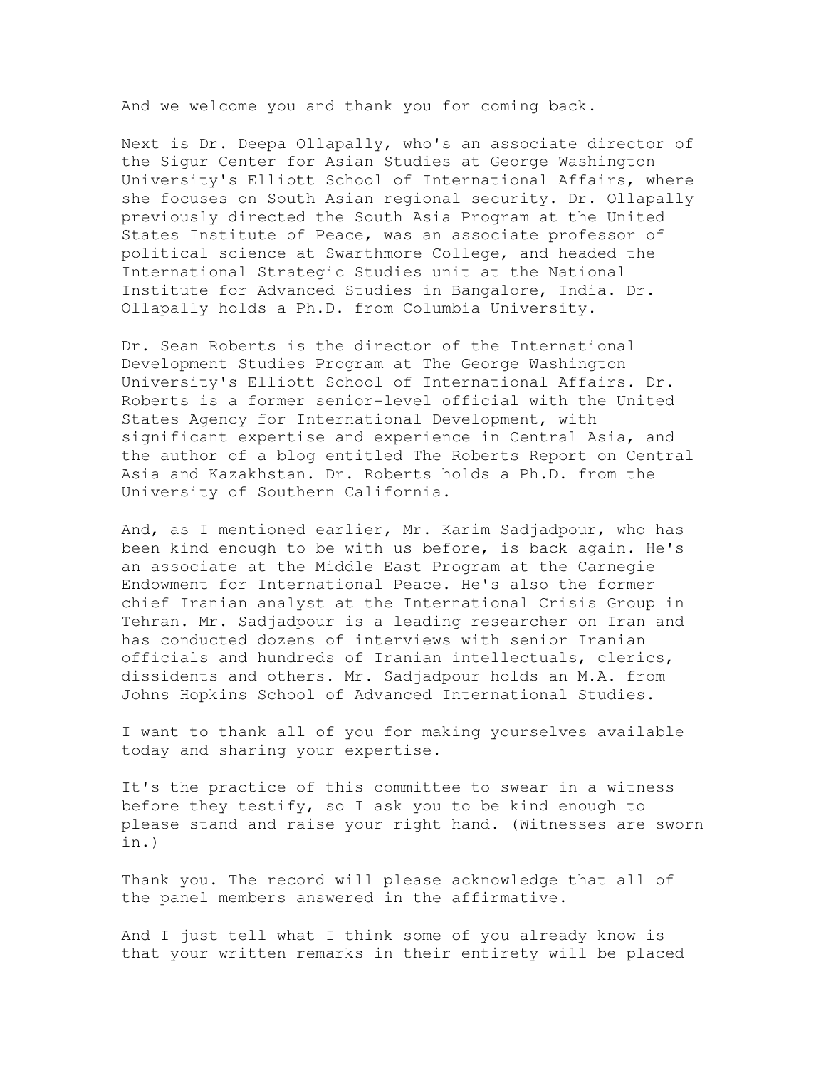And we welcome you and thank you for coming back.

Next is Dr. Deepa Ollapally, who's an associate director of the Sigur Center for Asian Studies at George Washington University's Elliott School of International Affairs, where she focuses on South Asian regional security. Dr. Ollapally previously directed the South Asia Program at the United States Institute of Peace, was an associate professor of political science at Swarthmore College, and headed the International Strategic Studies unit at the National Institute for Advanced Studies in Bangalore, India. Dr. Ollapally holds a Ph.D. from Columbia University.

Dr. Sean Roberts is the director of the International Development Studies Program at The George Washington University's Elliott School of International Affairs. Dr. Roberts is a former senior-level official with the United States Agency for International Development, with significant expertise and experience in Central Asia, and the author of a blog entitled The Roberts Report on Central Asia and Kazakhstan. Dr. Roberts holds a Ph.D. from the University of Southern California.

And, as I mentioned earlier, Mr. Karim Sadjadpour, who has been kind enough to be with us before, is back again. He's an associate at the Middle East Program at the Carnegie Endowment for International Peace. He's also the former chief Iranian analyst at the International Crisis Group in Tehran. Mr. Sadjadpour is a leading researcher on Iran and has conducted dozens of interviews with senior Iranian officials and hundreds of Iranian intellectuals, clerics, dissidents and others. Mr. Sadjadpour holds an M.A. from Johns Hopkins School of Advanced International Studies.

I want to thank all of you for making yourselves available today and sharing your expertise.

It's the practice of this committee to swear in a witness before they testify, so I ask you to be kind enough to please stand and raise your right hand. (Witnesses are sworn in.)

Thank you. The record will please acknowledge that all of the panel members answered in the affirmative.

And I just tell what I think some of you already know is that your written remarks in their entirety will be placed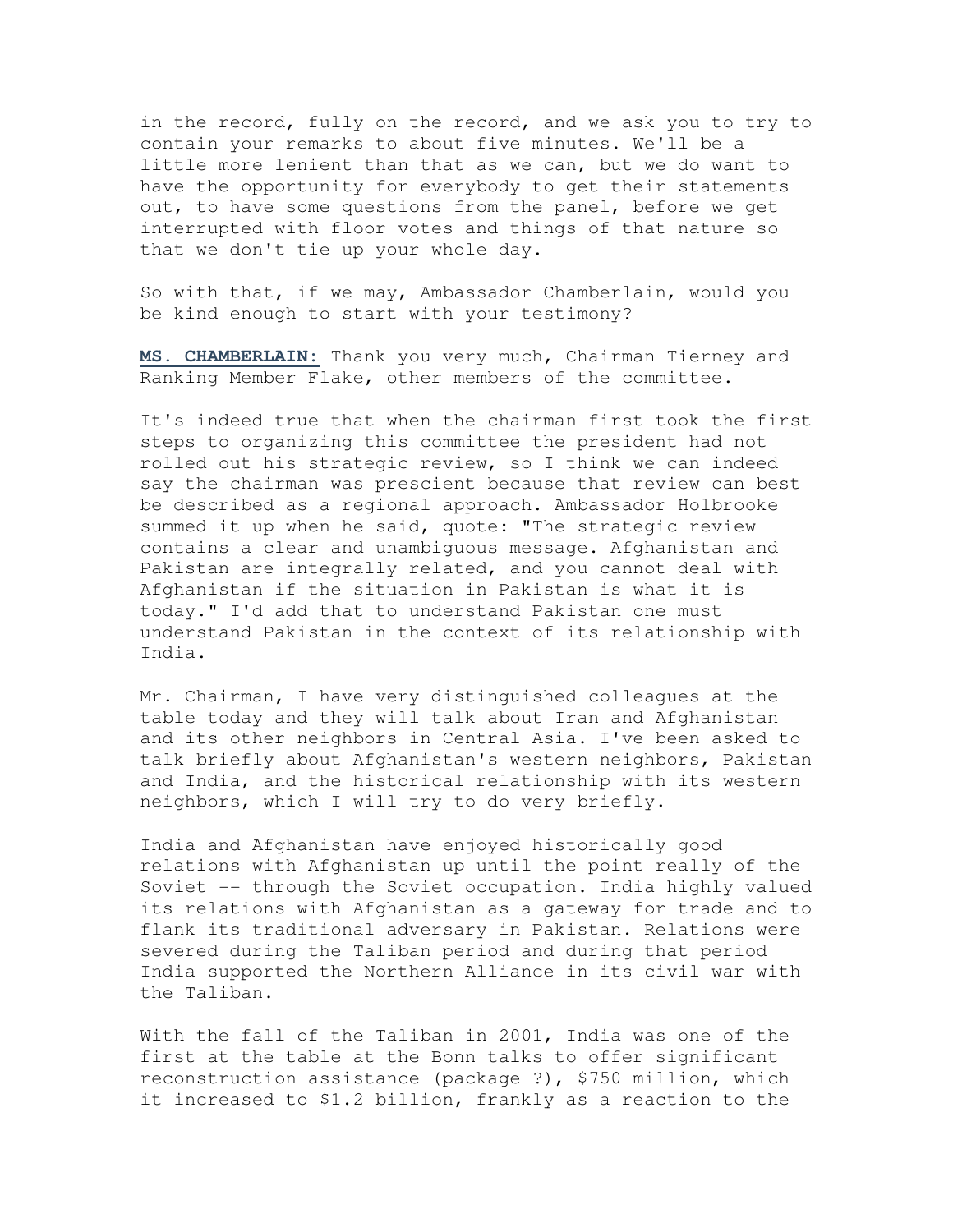in the record, fully on the record, and we ask you to try to contain your remarks to about five minutes. We'll be a little more lenient than that as we can, but we do want to have the opportunity for everybody to get their statements out, to have some questions from the panel, before we get interrupted with floor votes and things of that nature so that we don't tie up your whole day.

So with that, if we may, Ambassador Chamberlain, would you be kind enough to start with your testimony?

**MS. CHAMBERLAIN:** Thank you very much, Chairman Tierney and Ranking Member Flake, other members of the committee.

It's indeed true that when the chairman first took the first steps to organizing this committee the president had not rolled out his strategic review, so I think we can indeed say the chairman was prescient because that review can best be described as a regional approach. Ambassador Holbrooke summed it up when he said, quote: "The strategic review contains a clear and unambiguous message. Afghanistan and Pakistan are integrally related, and you cannot deal with Afghanistan if the situation in Pakistan is what it is today." I'd add that to understand Pakistan one must understand Pakistan in the context of its relationship with India.

Mr. Chairman, I have very distinguished colleagues at the table today and they will talk about Iran and Afghanistan and its other neighbors in Central Asia. I've been asked to talk briefly about Afghanistan's western neighbors, Pakistan and India, and the historical relationship with its western neighbors, which I will try to do very briefly.

India and Afghanistan have enjoyed historically good relations with Afghanistan up until the point really of the Soviet -- through the Soviet occupation. India highly valued its relations with Afghanistan as a gateway for trade and to flank its traditional adversary in Pakistan. Relations were severed during the Taliban period and during that period India supported the Northern Alliance in its civil war with the Taliban.

With the fall of the Taliban in 2001, India was one of the first at the table at the Bonn talks to offer significant reconstruction assistance (package ?), $750 million, which it increased to $1.2 billion, frankly as a reaction to the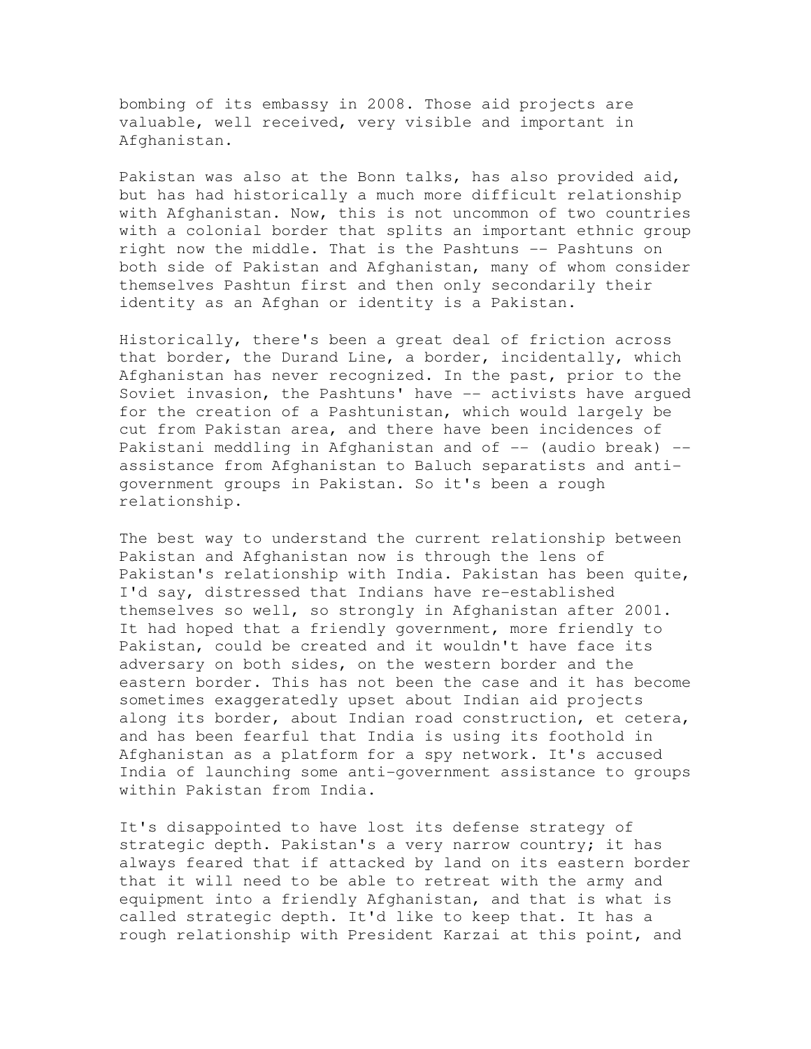bombing of its embassy in 2008. Those aid projects are valuable, well received, very visible and important in Afghanistan.

Pakistan was also at the Bonn talks, has also provided aid, but has had historically a much more difficult relationship with Afghanistan. Now, this is not uncommon of two countries with a colonial border that splits an important ethnic group right now the middle. That is the Pashtuns -- Pashtuns on both side of Pakistan and Afghanistan, many of whom consider themselves Pashtun first and then only secondarily their identity as an Afghan or identity is a Pakistan.

Historically, there's been a great deal of friction across that border, the Durand Line, a border, incidentally, which Afghanistan has never recognized. In the past, prior to the Soviet invasion, the Pashtuns' have -- activists have argued for the creation of a Pashtunistan, which would largely be cut from Pakistan area, and there have been incidences of Pakistani meddling in Afghanistan and of -- (audio break) -- assistance from Afghanistan to Baluch separatists and anti-government groups in Pakistan. So it's been a rough relationship.

The best way to understand the current relationship between Pakistan and Afghanistan now is through the lens of Pakistan's relationship with India. Pakistan has been quite, I'd say, distressed that Indians have re-established themselves so well, so strongly in Afghanistan after 2001. It had hoped that a friendly government, more friendly to Pakistan, could be created and it wouldn't have face its adversary on both sides, on the western border and the eastern border. This has not been the case and it has become sometimes exaggeratedly upset about Indian aid projects along its border, about Indian road construction, et cetera, and has been fearful that India is using its foothold in Afghanistan as a platform for a spy network. It's accused India of launching some anti-government assistance to groups within Pakistan from India.

It's disappointed to have lost its defense strategy of strategic depth. Pakistan's a very narrow country; it has always feared that if attacked by land on its eastern border that it will need to be able to retreat with the army and equipment into a friendly Afghanistan, and that is what is called strategic depth. It'd like to keep that. It has a rough relationship with President Karzai at this point, and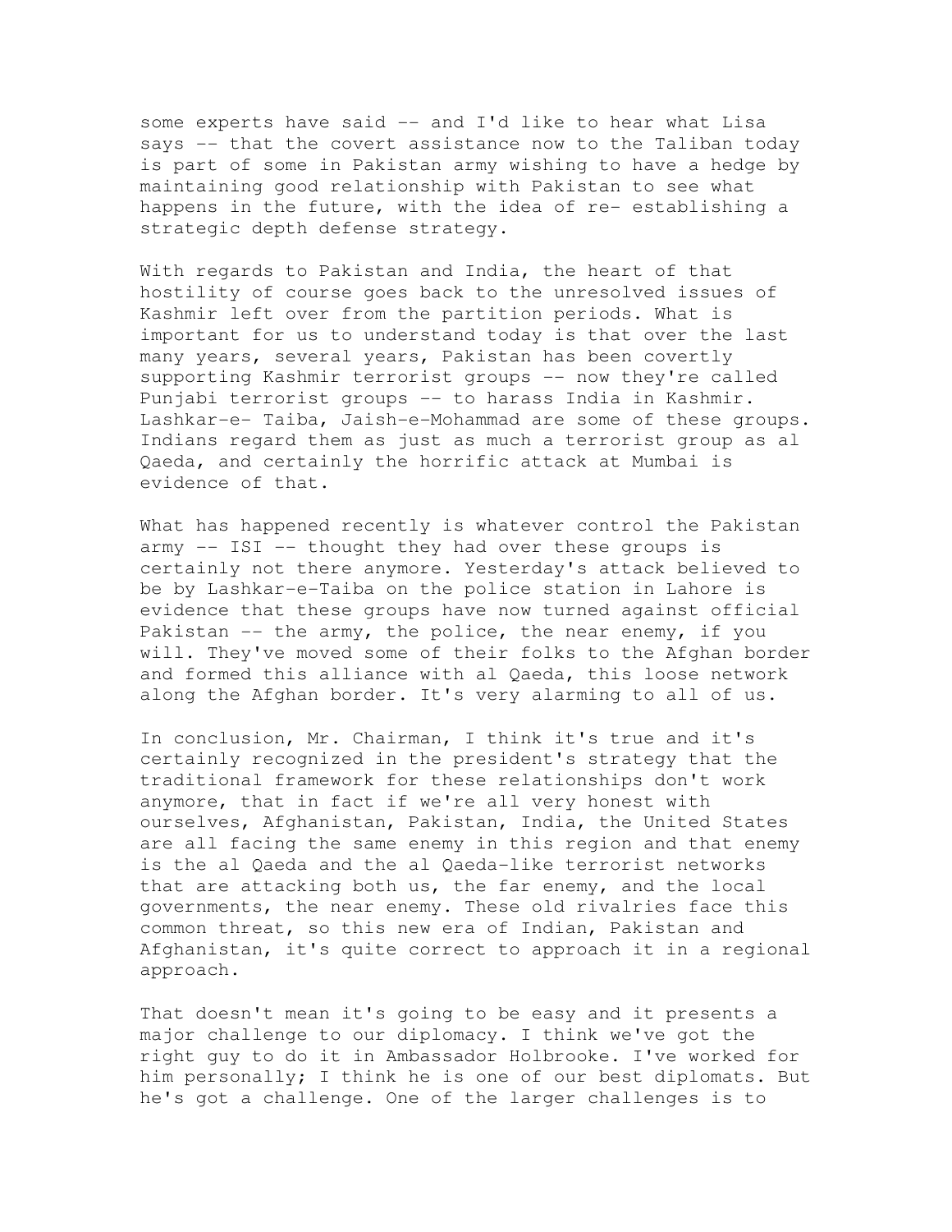some experts have said -- and I'd like to hear what Lisa says -- that the covert assistance now to the Taliban today is part of some in Pakistan army wishing to have a hedge by maintaining good relationship with Pakistan to see what happens in the future, with the idea of re- establishing a strategic depth defense strategy.

With regards to Pakistan and India, the heart of that hostility of course goes back to the unresolved issues of Kashmir left over from the partition periods. What is important for us to understand today is that over the last many years, several years, Pakistan has been covertly supporting Kashmir terrorist groups -- now they're called Punjabi terrorist groups -- to harass India in Kashmir. Lashkar-e- Taiba, Jaish-e-Mohammad are some of these groups. Indians regard them as just as much a terrorist group as al Qaeda, and certainly the horrific attack at Mumbai is evidence of that.

What has happened recently is whatever control the Pakistan army -- ISI -- thought they had over these groups is certainly not there anymore. Yesterday's attack believed to be by Lashkar-e-Taiba on the police station in Lahore is evidence that these groups have now turned against official Pakistan -- the army, the police, the near enemy, if you will. They've moved some of their folks to the Afghan border and formed this alliance with al Qaeda, this loose network along the Afghan border. It's very alarming to all of us.

In conclusion, Mr. Chairman, I think it's true and it's certainly recognized in the president's strategy that the traditional framework for these relationships don't work anymore, that in fact if we're all very honest with ourselves, Afghanistan, Pakistan, India, the United States are all facing the same enemy in this region and that enemy is the al Qaeda and the al Qaeda-like terrorist networks that are attacking both us, the far enemy, and the local governments, the near enemy. These old rivalries face this common threat, so this new era of Indian, Pakistan and Afghanistan, it's quite correct to approach it in a regional approach.

That doesn't mean it's going to be easy and it presents a major challenge to our diplomacy. I think we've got the right guy to do it in Ambassador Holbrooke. I've worked for him personally; I think he is one of our best diplomats. But he's got a challenge. One of the larger challenges is to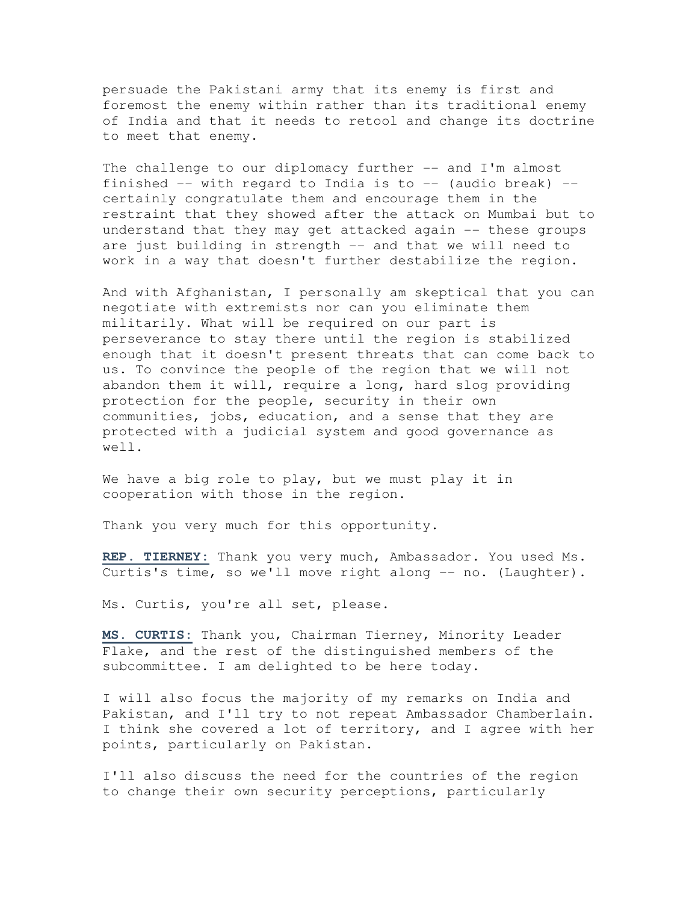persuade the Pakistani army that its enemy is first and foremost the enemy within rather than its traditional enemy of India and that it needs to retool and change its doctrine to meet that enemy.

The challenge to our diplomacy further -- and I'm almost finished -- with regard to India is to -- (audio break) -- certainly congratulate them and encourage them in the restraint that they showed after the attack on Mumbai but to understand that they may get attacked again -- these groups are just building in strength -- and that we will need to work in a way that doesn't further destabilize the region.

And with Afghanistan, I personally am skeptical that you can negotiate with extremists nor can you eliminate them militarily. What will be required on our part is perseverance to stay there until the region is stabilized enough that it doesn't present threats that can come back to us. To convince the people of the region that we will not abandon them it will, require a long, hard slog providing protection for the people, security in their own communities, jobs, education, and a sense that they are protected with a judicial system and good governance as well.

We have a big role to play, but we must play it in cooperation with those in the region.

Thank you very much for this opportunity.

**REP. TIERNEY:** Thank you very much, Ambassador. You used Ms. Curtis's time, so we'll move right along -- no. (Laughter).

Ms. Curtis, you're all set, please.

**MS. CURTIS:** Thank you, Chairman Tierney, Minority Leader Flake, and the rest of the distinguished members of the subcommittee. I am delighted to be here today.

I will also focus the majority of my remarks on India and Pakistan, and I'll try to not repeat Ambassador Chamberlain. I think she covered a lot of territory, and I agree with her points, particularly on Pakistan.

I'll also discuss the need for the countries of the region to change their own security perceptions, particularly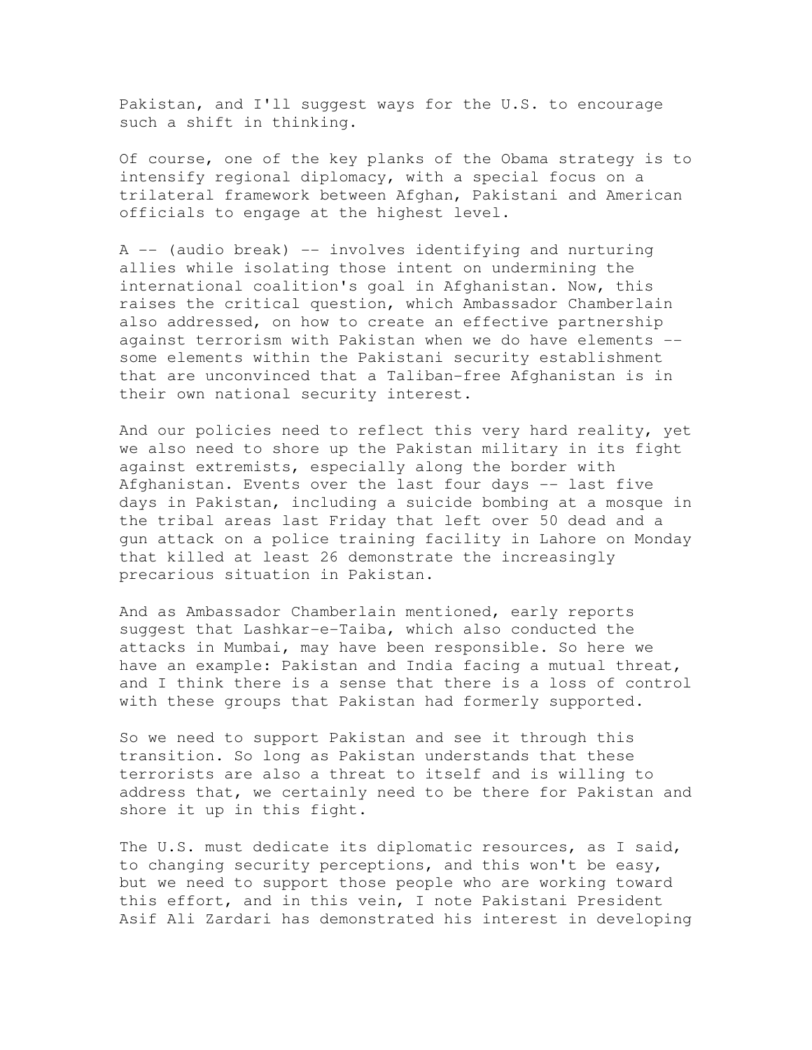Pakistan, and I'll suggest ways for the U.S. to encourage such a shift in thinking.

Of course, one of the key planks of the Obama strategy is to intensify regional diplomacy, with a special focus on a trilateral framework between Afghan, Pakistani and American officials to engage at the highest level.

A -- (audio break) -- involves identifying and nurturing allies while isolating those intent on undermining the international coalition's goal in Afghanistan. Now, this raises the critical question, which Ambassador Chamberlain also addressed, on how to create an effective partnership against terrorism with Pakistan when we do have elements -- some elements within the Pakistani security establishment that are unconvinced that a Taliban-free Afghanistan is in their own national security interest.

And our policies need to reflect this very hard reality, yet we also need to shore up the Pakistan military in its fight against extremists, especially along the border with Afghanistan. Events over the last four days -- last five days in Pakistan, including a suicide bombing at a mosque in the tribal areas last Friday that left over 50 dead and a gun attack on a police training facility in Lahore on Monday that killed at least 26 demonstrate the increasingly precarious situation in Pakistan.

And as Ambassador Chamberlain mentioned, early reports suggest that Lashkar-e-Taiba, which also conducted the attacks in Mumbai, may have been responsible. So here we have an example: Pakistan and India facing a mutual threat, and I think there is a sense that there is a loss of control with these groups that Pakistan had formerly supported.

So we need to support Pakistan and see it through this transition. So long as Pakistan understands that these terrorists are also a threat to itself and is willing to address that, we certainly need to be there for Pakistan and shore it up in this fight.

The U.S. must dedicate its diplomatic resources, as I said, to changing security perceptions, and this won't be easy, but we need to support those people who are working toward this effort, and in this vein, I note Pakistani President Asif Ali Zardari has demonstrated his interest in developing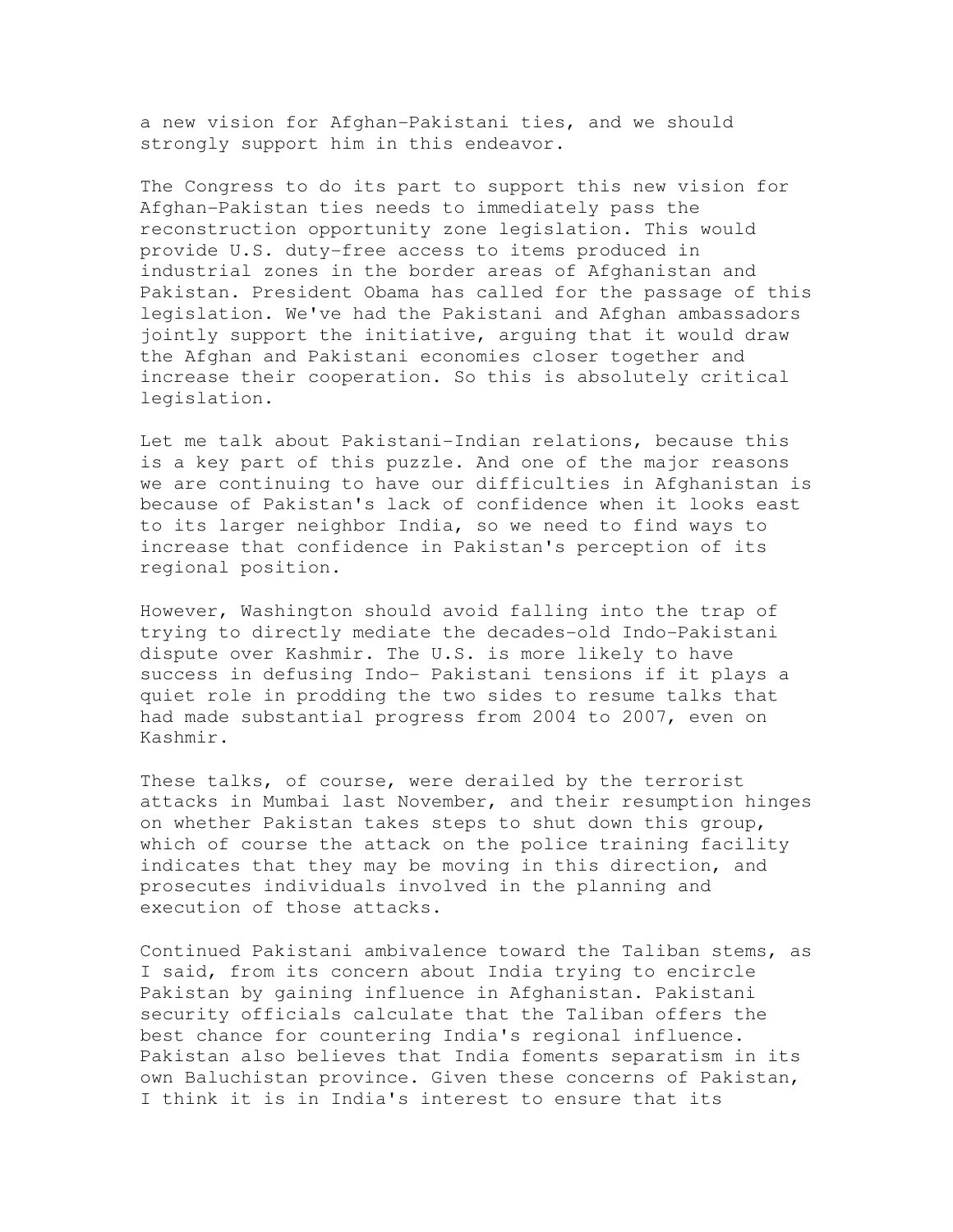a new vision for Afghan-Pakistani ties, and we should strongly support him in this endeavor.

The Congress to do its part to support this new vision for Afghan-Pakistan ties needs to immediately pass the reconstruction opportunity zone legislation. This would provide U.S. duty-free access to items produced in industrial zones in the border areas of Afghanistan and Pakistan. President Obama has called for the passage of this legislation. We've had the Pakistani and Afghan ambassadors jointly support the initiative, arguing that it would draw the Afghan and Pakistani economies closer together and increase their cooperation. So this is absolutely critical legislation.

Let me talk about Pakistani-Indian relations, because this is a key part of this puzzle. And one of the major reasons we are continuing to have our difficulties in Afghanistan is because of Pakistan's lack of confidence when it looks east to its larger neighbor India, so we need to find ways to increase that confidence in Pakistan's perception of its regional position.

However, Washington should avoid falling into the trap of trying to directly mediate the decades-old Indo-Pakistani dispute over Kashmir. The U.S. is more likely to have success in defusing Indo- Pakistani tensions if it plays a quiet role in prodding the two sides to resume talks that had made substantial progress from 2004 to 2007, even on Kashmir.

These talks, of course, were derailed by the terrorist attacks in Mumbai last November, and their resumption hinges on whether Pakistan takes steps to shut down this group, which of course the attack on the police training facility indicates that they may be moving in this direction, and prosecutes individuals involved in the planning and execution of those attacks.

Continued Pakistani ambivalence toward the Taliban stems, as I said, from its concern about India trying to encircle Pakistan by gaining influence in Afghanistan. Pakistani security officials calculate that the Taliban offers the best chance for countering India's regional influence. Pakistan also believes that India foments separatism in its own Baluchistan province. Given these concerns of Pakistan, I think it is in India's interest to ensure that its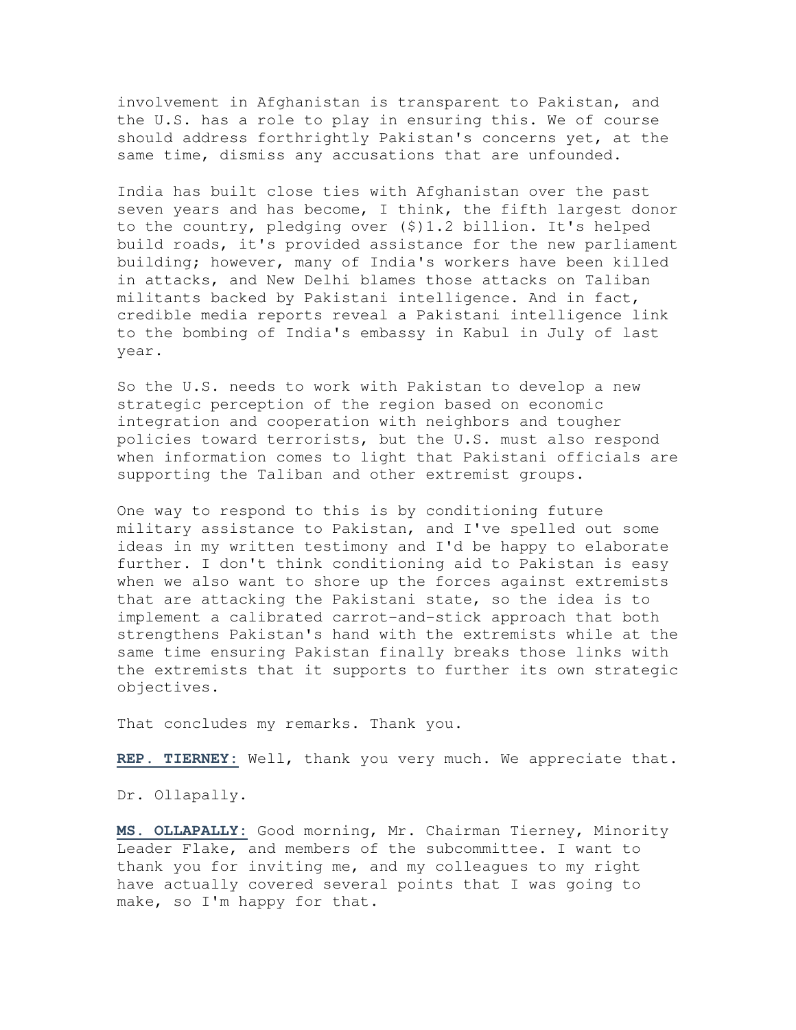involvement in Afghanistan is transparent to Pakistan, and the U.S. has a role to play in ensuring this. We of course should address forthrightly Pakistan's concerns yet, at the same time, dismiss any accusations that are unfounded.

India has built close ties with Afghanistan over the past seven years and has become, I think, the fifth largest donor to the country, pledging over ($)1.2 billion. It's helped build roads, it's provided assistance for the new parliament building; however, many of India's workers have been killed in attacks, and New Delhi blames those attacks on Taliban militants backed by Pakistani intelligence. And in fact, credible media reports reveal a Pakistani intelligence link to the bombing of India's embassy in Kabul in July of last year.

So the U.S. needs to work with Pakistan to develop a new strategic perception of the region based on economic integration and cooperation with neighbors and tougher policies toward terrorists, but the U.S. must also respond when information comes to light that Pakistani officials are supporting the Taliban and other extremist groups.

One way to respond to this is by conditioning future military assistance to Pakistan, and I've spelled out some ideas in my written testimony and I'd be happy to elaborate further. I don't think conditioning aid to Pakistan is easy when we also want to shore up the forces against extremists that are attacking the Pakistani state, so the idea is to implement a calibrated carrot-and-stick approach that both strengthens Pakistan's hand with the extremists while at the same time ensuring Pakistan finally breaks those links with the extremists that it supports to further its own strategic objectives.

That concludes my remarks. Thank you.

**REP. TIERNEY:** Well, thank you very much. We appreciate that.

Dr. Ollapally.

**MS. OLLAPALLY:** Good morning, Mr. Chairman Tierney, Minority Leader Flake, and members of the subcommittee. I want to thank you for inviting me, and my colleagues to my right have actually covered several points that I was going to make, so I'm happy for that.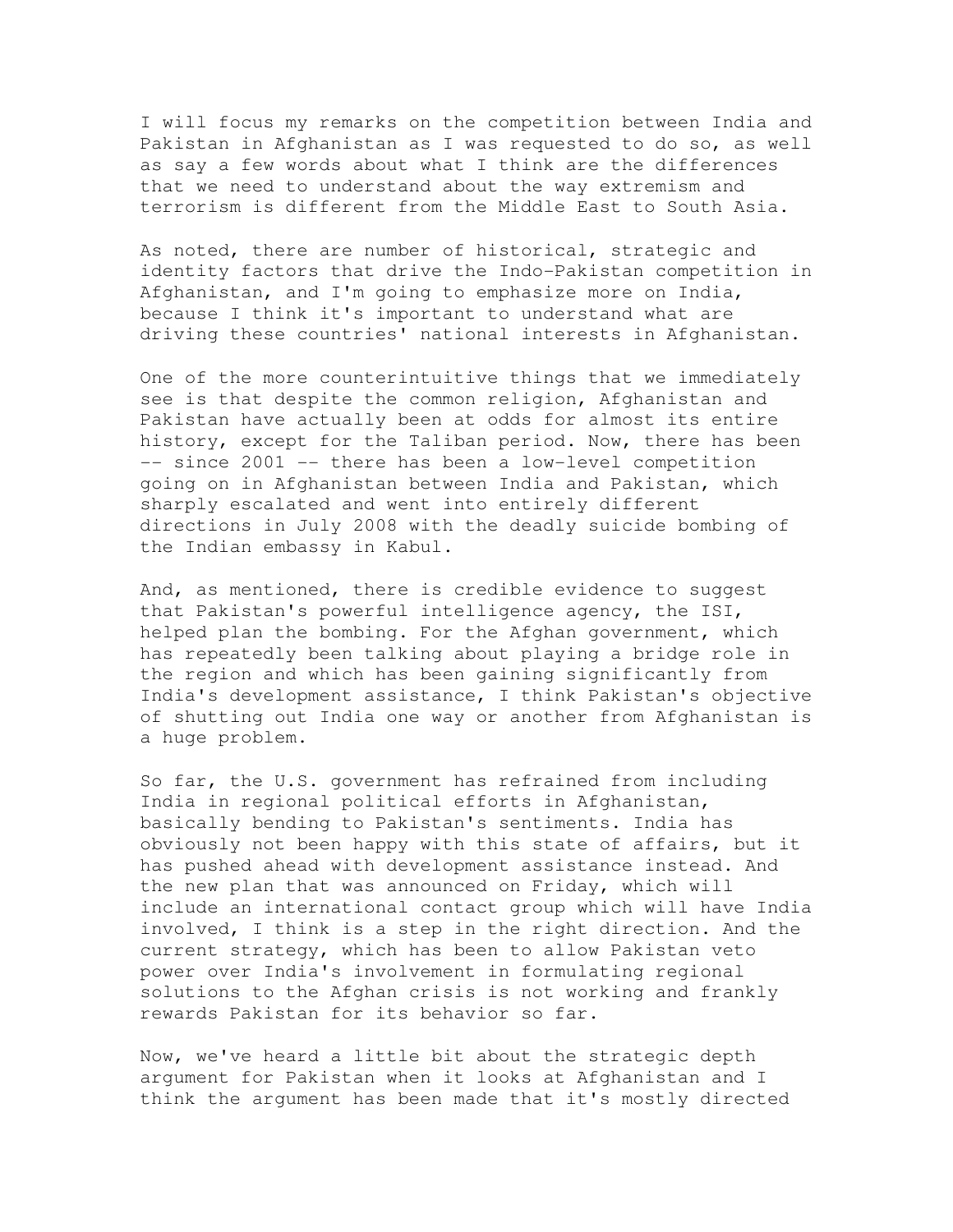I will focus my remarks on the competition between India and Pakistan in Afghanistan as I was requested to do so, as well as say a few words about what I think are the differences that we need to understand about the way extremism and terrorism is different from the Middle East to South Asia.

As noted, there are number of historical, strategic and identity factors that drive the Indo-Pakistan competition in Afghanistan, and I'm going to emphasize more on India, because I think it's important to understand what are driving these countries' national interests in Afghanistan.

One of the more counterintuitive things that we immediately see is that despite the common religion, Afghanistan and Pakistan have actually been at odds for almost its entire history, except for the Taliban period. Now, there has been -- since 2001 -- there has been a low-level competition going on in Afghanistan between India and Pakistan, which sharply escalated and went into entirely different directions in July 2008 with the deadly suicide bombing of the Indian embassy in Kabul.

And, as mentioned, there is credible evidence to suggest that Pakistan's powerful intelligence agency, the ISI, helped plan the bombing. For the Afghan government, which has repeatedly been talking about playing a bridge role in the region and which has been gaining significantly from India's development assistance, I think Pakistan's objective of shutting out India one way or another from Afghanistan is a huge problem.

So far, the U.S. government has refrained from including India in regional political efforts in Afghanistan, basically bending to Pakistan's sentiments. India has obviously not been happy with this state of affairs, but it has pushed ahead with development assistance instead. And the new plan that was announced on Friday, which will include an international contact group which will have India involved, I think is a step in the right direction. And the current strategy, which has been to allow Pakistan veto power over India's involvement in formulating regional solutions to the Afghan crisis is not working and frankly rewards Pakistan for its behavior so far.

Now, we've heard a little bit about the strategic depth argument for Pakistan when it looks at Afghanistan and I think the argument has been made that it's mostly directed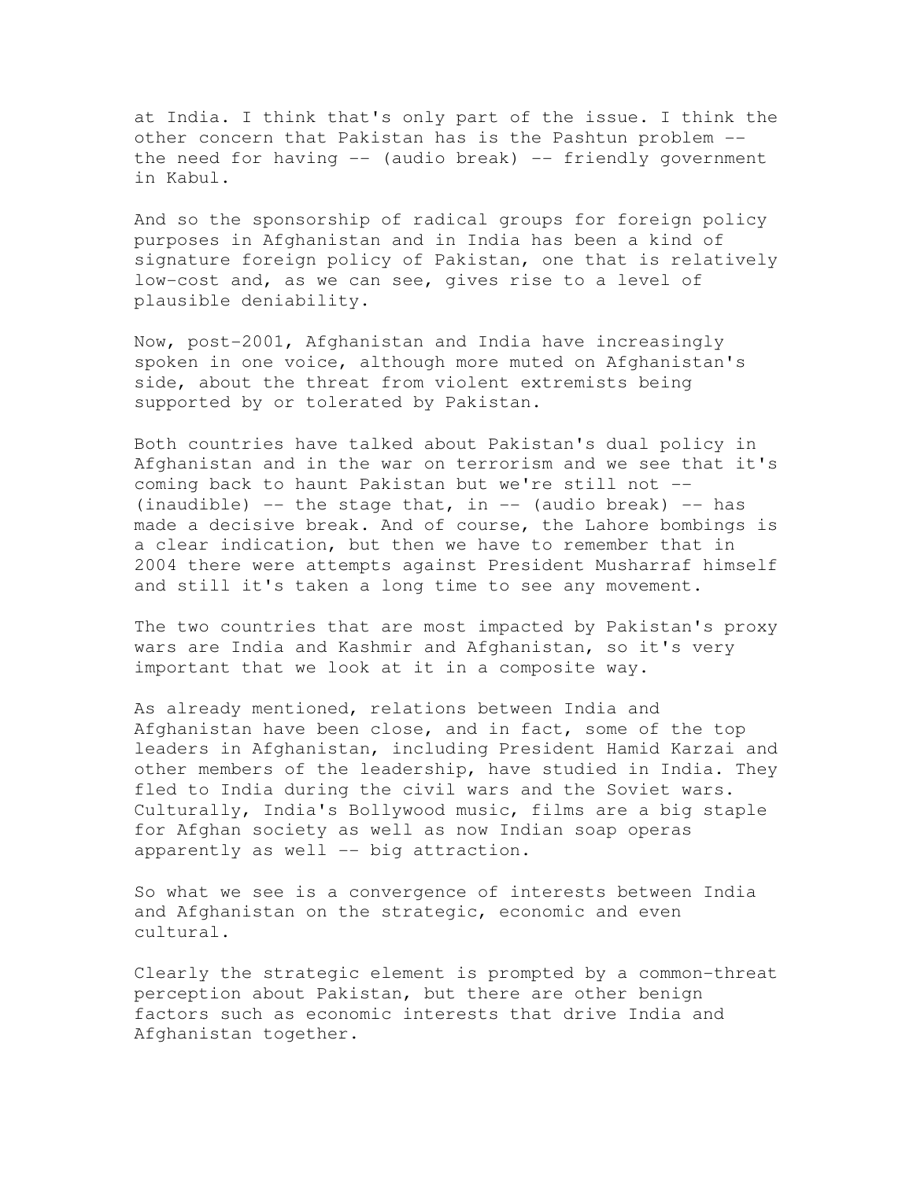at India. I think that's only part of the issue. I think the other concern that Pakistan has is the Pashtun problem -- the need for having -- (audio break) -- friendly government in Kabul.

And so the sponsorship of radical groups for foreign policy purposes in Afghanistan and in India has been a kind of signature foreign policy of Pakistan, one that is relatively low-cost and, as we can see, gives rise to a level of plausible deniability.

Now, post-2001, Afghanistan and India have increasingly spoken in one voice, although more muted on Afghanistan's side, about the threat from violent extremists being supported by or tolerated by Pakistan.

Both countries have talked about Pakistan's dual policy in Afghanistan and in the war on terrorism and we see that it's coming back to haunt Pakistan but we're still not -- (inaudible) -- the stage that, in -- (audio break) -- has made a decisive break. And of course, the Lahore bombings is a clear indication, but then we have to remember that in 2004 there were attempts against President Musharraf himself and still it's taken a long time to see any movement.

The two countries that are most impacted by Pakistan's proxy wars are India and Kashmir and Afghanistan, so it's very important that we look at it in a composite way.

As already mentioned, relations between India and Afghanistan have been close, and in fact, some of the top leaders in Afghanistan, including President Hamid Karzai and other members of the leadership, have studied in India. They fled to India during the civil wars and the Soviet wars. Culturally, India's Bollywood music, films are a big staple for Afghan society as well as now Indian soap operas apparently as well -- big attraction.

So what we see is a convergence of interests between India and Afghanistan on the strategic, economic and even cultural.

Clearly the strategic element is prompted by a common-threat perception about Pakistan, but there are other benign factors such as economic interests that drive India and Afghanistan together.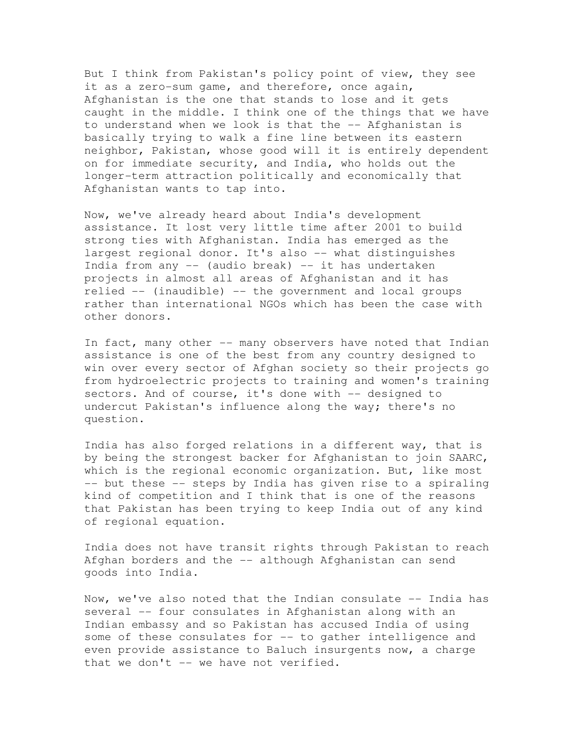But I think from Pakistan's policy point of view, they see it as a zero-sum game, and therefore, once again, Afghanistan is the one that stands to lose and it gets caught in the middle. I think one of the things that we have to understand when we look is that the -- Afghanistan is basically trying to walk a fine line between its eastern neighbor, Pakistan, whose good will it is entirely dependent on for immediate security, and India, who holds out the longer-term attraction politically and economically that Afghanistan wants to tap into.

Now, we've already heard about India's development assistance. It lost very little time after 2001 to build strong ties with Afghanistan. India has emerged as the largest regional donor. It's also -- what distinguishes India from any -- (audio break) -- it has undertaken projects in almost all areas of Afghanistan and it has relied -- (inaudible) -- the government and local groups rather than international NGOs which has been the case with other donors.

In fact, many other -- many observers have noted that Indian assistance is one of the best from any country designed to win over every sector of Afghan society so their projects go from hydroelectric projects to training and women's training sectors. And of course, it's done with -- designed to undercut Pakistan's influence along the way; there's no question.

India has also forged relations in a different way, that is by being the strongest backer for Afghanistan to join SAARC, which is the regional economic organization. But, like most -- but these -- steps by India has given rise to a spiraling kind of competition and I think that is one of the reasons that Pakistan has been trying to keep India out of any kind of regional equation.

India does not have transit rights through Pakistan to reach Afghan borders and the -- although Afghanistan can send goods into India.

Now, we've also noted that the Indian consulate -- India has several -- four consulates in Afghanistan along with an Indian embassy and so Pakistan has accused India of using some of these consulates for -- to gather intelligence and even provide assistance to Baluch insurgents now, a charge that we don't -- we have not verified.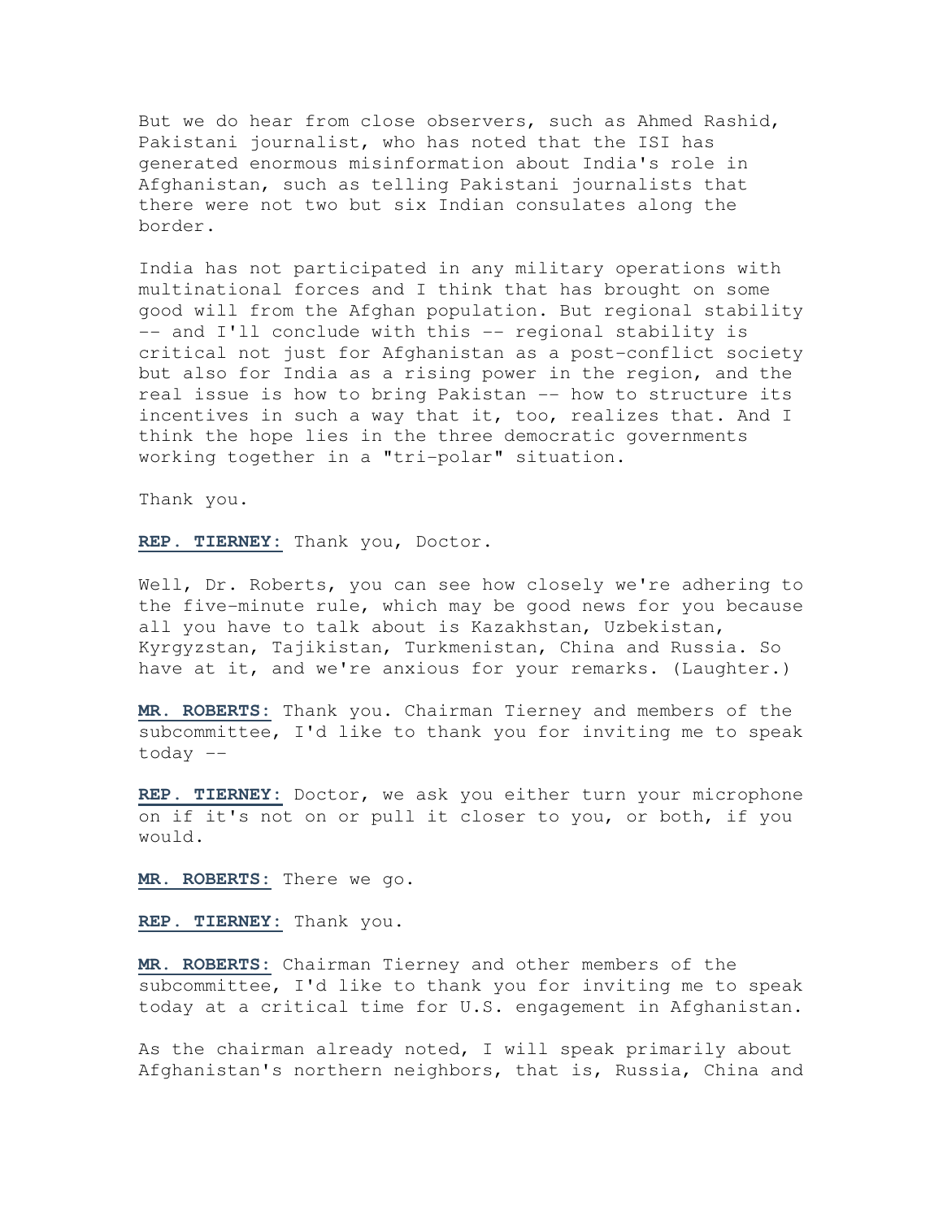But we do hear from close observers, such as Ahmed Rashid, Pakistani journalist, who has noted that the ISI has generated enormous misinformation about India's role in Afghanistan, such as telling Pakistani journalists that there were not two but six Indian consulates along the border.

India has not participated in any military operations with multinational forces and I think that has brought on some good will from the Afghan population. But regional stability -- and I'll conclude with this -- regional stability is critical not just for Afghanistan as a post-conflict society but also for India as a rising power in the region, and the real issue is how to bring Pakistan -- how to structure its incentives in such a way that it, too, realizes that. And I think the hope lies in the three democratic governments working together in a "tri-polar" situation.

Thank you.

**REP. TIERNEY:** Thank you, Doctor.

Well, Dr. Roberts, you can see how closely we're adhering to the five-minute rule, which may be good news for you because all you have to talk about is Kazakhstan, Uzbekistan, Kyrgyzstan, Tajikistan, Turkmenistan, China and Russia. So have at it, and we're anxious for your remarks. (Laughter.)

**MR. ROBERTS:** Thank you. Chairman Tierney and members of the subcommittee, I'd like to thank you for inviting me to speak today --

**REP. TIERNEY:** Doctor, we ask you either turn your microphone on if it's not on or pull it closer to you, or both, if you would.

**MR. ROBERTS:** There we go.

**REP. TIERNEY:** Thank you.

**MR. ROBERTS:** Chairman Tierney and other members of the subcommittee, I'd like to thank you for inviting me to speak today at a critical time for U.S. engagement in Afghanistan.

As the chairman already noted, I will speak primarily about Afghanistan's northern neighbors, that is, Russia, China and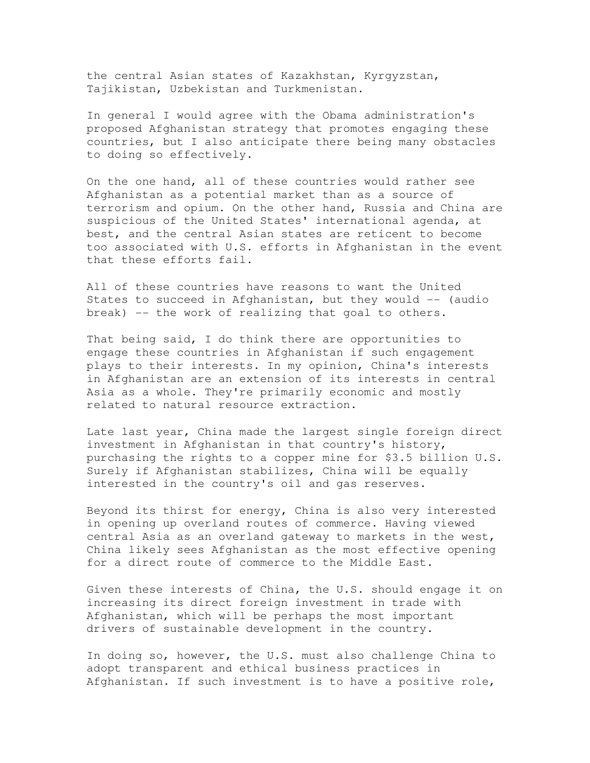the central Asian states of Kazakhstan, Kyrgyzstan, Tajikistan, Uzbekistan and Turkmenistan.

In general I would agree with the Obama administration's proposed Afghanistan strategy that promotes engaging these countries, but I also anticipate there being many obstacles to doing so effectively.

On the one hand, all of these countries would rather see Afghanistan as a potential market than as a source of terrorism and opium. On the other hand, Russia and China are suspicious of the United States' international agenda, at best, and the central Asian states are reticent to become too associated with U.S. efforts in Afghanistan in the event that these efforts fail.

All of these countries have reasons to want the United States to succeed in Afghanistan, but they would -- (audio break) -- the work of realizing that goal to others.

That being said, I do think there are opportunities to engage these countries in Afghanistan if such engagement plays to their interests. In my opinion, China's interests in Afghanistan are an extension of its interests in central Asia as a whole. They're primarily economic and mostly related to natural resource extraction.

Late last year, China made the largest single foreign direct investment in Afghanistan in that country's history, purchasing the rights to a copper mine for $3.5 billion U.S. Surely if Afghanistan stabilizes, China will be equally interested in the country's oil and gas reserves.

Beyond its thirst for energy, China is also very interested in opening up overland routes of commerce. Having viewed central Asia as an overland gateway to markets in the west, China likely sees Afghanistan as the most effective opening for a direct route of commerce to the Middle East.

Given these interests of China, the U.S. should engage it on increasing its direct foreign investment in trade with Afghanistan, which will be perhaps the most important drivers of sustainable development in the country.

In doing so, however, the U.S. must also challenge China to adopt transparent and ethical business practices in Afghanistan. If such investment is to have a positive role,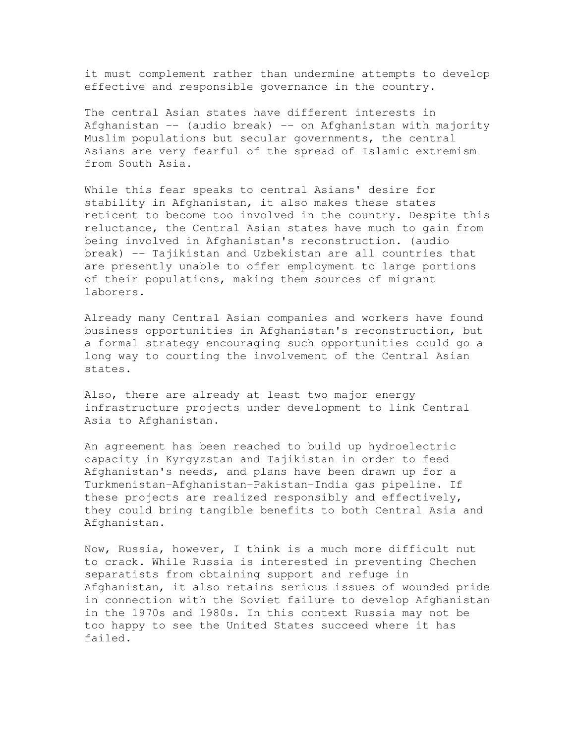it must complement rather than undermine attempts to develop effective and responsible governance in the country.

The central Asian states have different interests in Afghanistan -- (audio break) -- on Afghanistan with majority Muslim populations but secular governments, the central Asians are very fearful of the spread of Islamic extremism from South Asia.

While this fear speaks to central Asians' desire for stability in Afghanistan, it also makes these states reticent to become too involved in the country. Despite this reluctance, the Central Asian states have much to gain from being involved in Afghanistan's reconstruction. (audio break) -- Tajikistan and Uzbekistan are all countries that are presently unable to offer employment to large portions of their populations, making them sources of migrant laborers.

Already many Central Asian companies and workers have found business opportunities in Afghanistan's reconstruction, but a formal strategy encouraging such opportunities could go a long way to courting the involvement of the Central Asian states.

Also, there are already at least two major energy infrastructure projects under development to link Central Asia to Afghanistan.

An agreement has been reached to build up hydroelectric capacity in Kyrgyzstan and Tajikistan in order to feed Afghanistan's needs, and plans have been drawn up for a Turkmenistan-Afghanistan-Pakistan-India gas pipeline. If these projects are realized responsibly and effectively, they could bring tangible benefits to both Central Asia and Afghanistan.

Now, Russia, however, I think is a much more difficult nut to crack. While Russia is interested in preventing Chechen separatists from obtaining support and refuge in Afghanistan, it also retains serious issues of wounded pride in connection with the Soviet failure to develop Afghanistan in the 1970s and 1980s. In this context Russia may not be too happy to see the United States succeed where it has failed.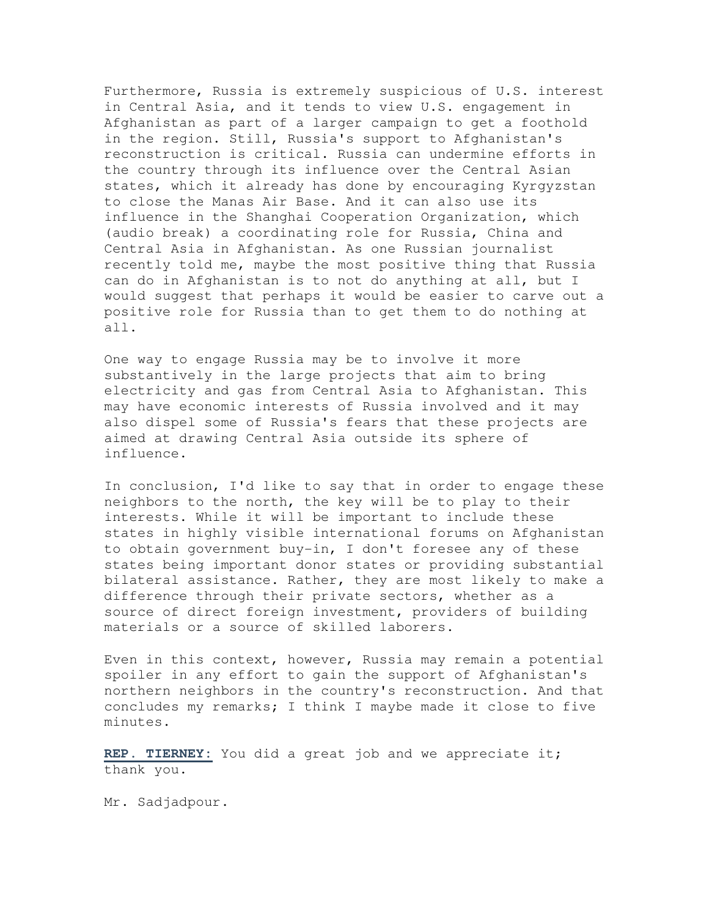Furthermore, Russia is extremely suspicious of U.S. interest in Central Asia, and it tends to view U.S. engagement in Afghanistan as part of a larger campaign to get a foothold in the region. Still, Russia's support to Afghanistan's reconstruction is critical. Russia can undermine efforts in the country through its influence over the Central Asian states, which it already has done by encouraging Kyrgyzstan to close the Manas Air Base. And it can also use its influence in the Shanghai Cooperation Organization, which (audio break) a coordinating role for Russia, China and Central Asia in Afghanistan. As one Russian journalist recently told me, maybe the most positive thing that Russia can do in Afghanistan is to not do anything at all, but I would suggest that perhaps it would be easier to carve out a positive role for Russia than to get them to do nothing at all.

One way to engage Russia may be to involve it more substantively in the large projects that aim to bring electricity and gas from Central Asia to Afghanistan. This may have economic interests of Russia involved and it may also dispel some of Russia's fears that these projects are aimed at drawing Central Asia outside its sphere of influence.

In conclusion, I'd like to say that in order to engage these neighbors to the north, the key will be to play to their interests. While it will be important to include these states in highly visible international forums on Afghanistan to obtain government buy-in, I don't foresee any of these states being important donor states or providing substantial bilateral assistance. Rather, they are most likely to make a difference through their private sectors, whether as a source of direct foreign investment, providers of building materials or a source of skilled laborers.

Even in this context, however, Russia may remain a potential spoiler in any effort to gain the support of Afghanistan's northern neighbors in the country's reconstruction. And that concludes my remarks; I think I maybe made it close to five minutes.

**REP. TIERNEY:** You did a great job and we appreciate it; thank you.

Mr. Sadjadpour.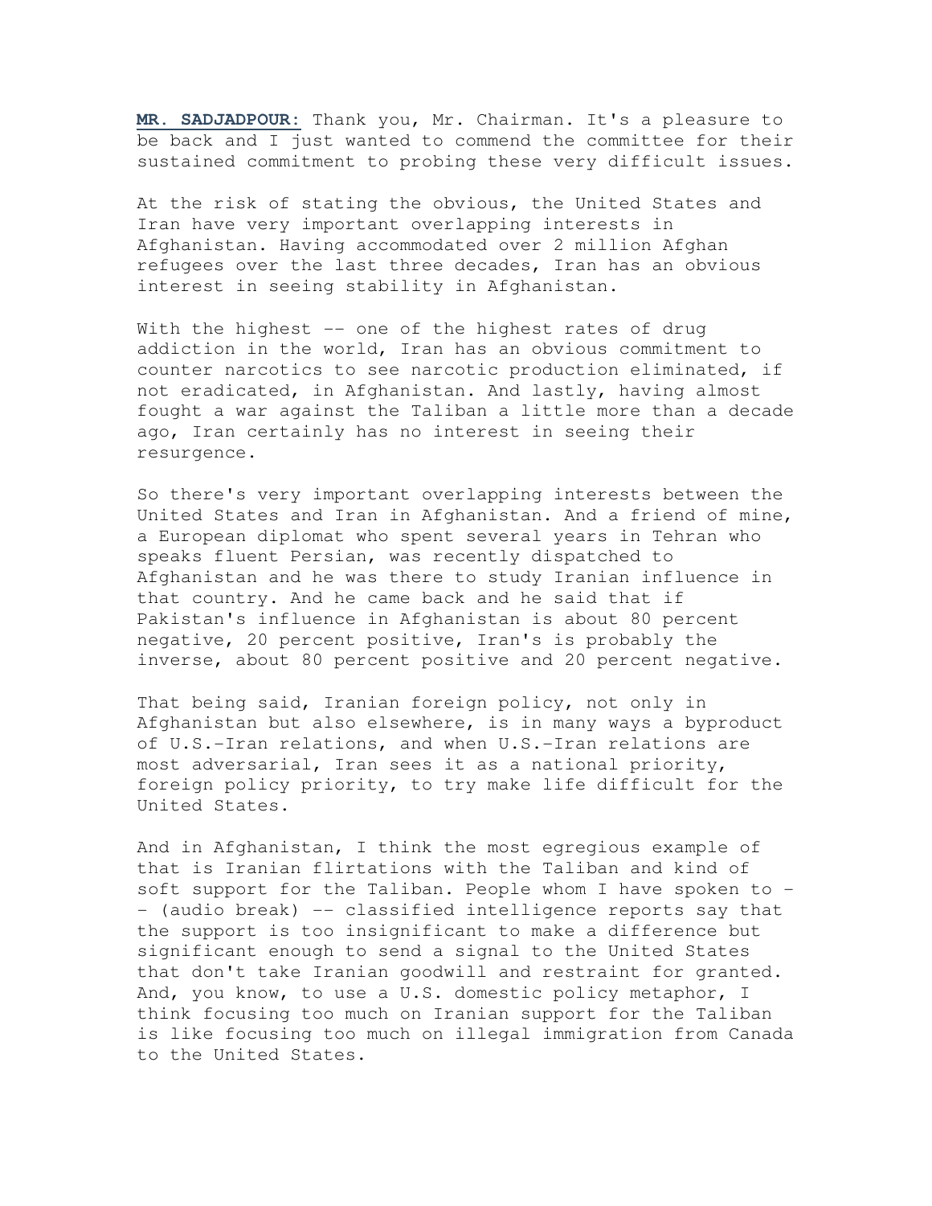**MR. SADJADPOUR:** Thank you, Mr. Chairman. It's a pleasure to be back and I just wanted to commend the committee for their sustained commitment to probing these very difficult issues.

At the risk of stating the obvious, the United States and Iran have very important overlapping interests in Afghanistan. Having accommodated over 2 million Afghan refugees over the last three decades, Iran has an obvious interest in seeing stability in Afghanistan.

With the highest -- one of the highest rates of drug addiction in the world, Iran has an obvious commitment to counter narcotics to see narcotic production eliminated, if not eradicated, in Afghanistan. And lastly, having almost fought a war against the Taliban a little more than a decade ago, Iran certainly has no interest in seeing their resurgence.

So there's very important overlapping interests between the United States and Iran in Afghanistan. And a friend of mine, a European diplomat who spent several years in Tehran who speaks fluent Persian, was recently dispatched to Afghanistan and he was there to study Iranian influence in that country. And he came back and he said that if Pakistan's influence in Afghanistan is about 80 percent negative, 20 percent positive, Iran's is probably the inverse, about 80 percent positive and 20 percent negative.

That being said, Iranian foreign policy, not only in Afghanistan but also elsewhere, is in many ways a byproduct of U.S.-Iran relations, and when U.S.-Iran relations are most adversarial, Iran sees it as a national priority, foreign policy priority, to try make life difficult for the United States.

And in Afghanistan, I think the most egregious example of that is Iranian flirtations with the Taliban and kind of soft support for the Taliban. People whom I have spoken to -- (audio break) -- classified intelligence reports say that the support is too insignificant to make a difference but significant enough to send a signal to the United States that don't take Iranian goodwill and restraint for granted. And, you know, to use a U.S. domestic policy metaphor, I think focusing too much on Iranian support for the Taliban is like focusing too much on illegal immigration from Canada to the United States.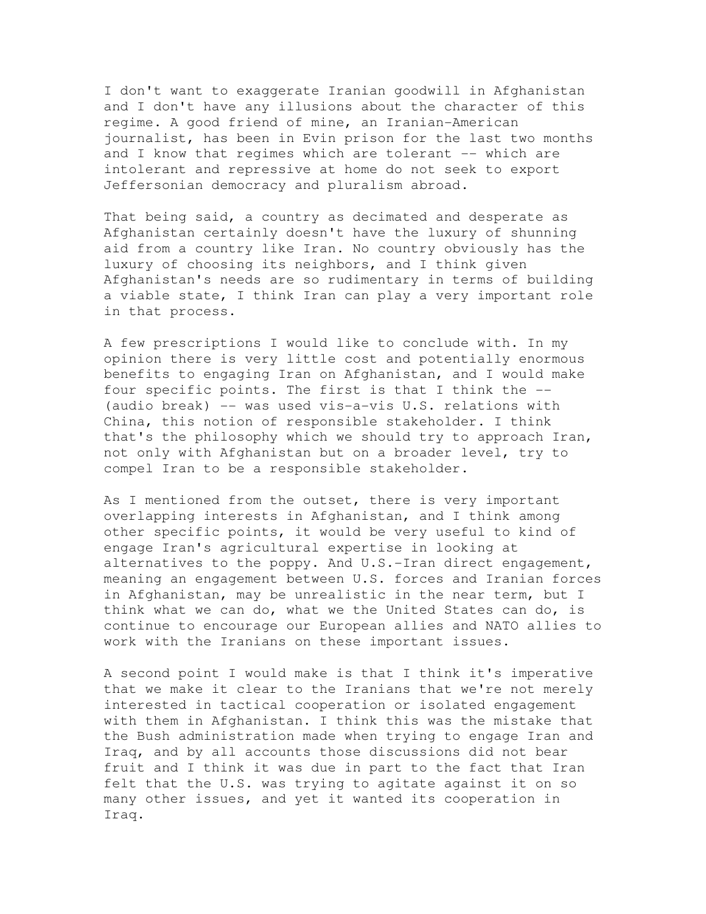I don't want to exaggerate Iranian goodwill in Afghanistan and I don't have any illusions about the character of this regime. A good friend of mine, an Iranian-American journalist, has been in Evin prison for the last two months and I know that regimes which are tolerant -- which are intolerant and repressive at home do not seek to export Jeffersonian democracy and pluralism abroad.

That being said, a country as decimated and desperate as Afghanistan certainly doesn't have the luxury of shunning aid from a country like Iran. No country obviously has the luxury of choosing its neighbors, and I think given Afghanistan's needs are so rudimentary in terms of building a viable state, I think Iran can play a very important role in that process.

A few prescriptions I would like to conclude with. In my opinion there is very little cost and potentially enormous benefits to engaging Iran on Afghanistan, and I would make four specific points. The first is that I think the -- (audio break) -- was used vis-a-vis U.S. relations with China, this notion of responsible stakeholder. I think that's the philosophy which we should try to approach Iran, not only with Afghanistan but on a broader level, try to compel Iran to be a responsible stakeholder.

As I mentioned from the outset, there is very important overlapping interests in Afghanistan, and I think among other specific points, it would be very useful to kind of engage Iran's agricultural expertise in looking at alternatives to the poppy. And U.S.-Iran direct engagement, meaning an engagement between U.S. forces and Iranian forces in Afghanistan, may be unrealistic in the near term, but I think what we can do, what we the United States can do, is continue to encourage our European allies and NATO allies to work with the Iranians on these important issues.

A second point I would make is that I think it's imperative that we make it clear to the Iranians that we're not merely interested in tactical cooperation or isolated engagement with them in Afghanistan. I think this was the mistake that the Bush administration made when trying to engage Iran and Iraq, and by all accounts those discussions did not bear fruit and I think it was due in part to the fact that Iran felt that the U.S. was trying to agitate against it on so many other issues, and yet it wanted its cooperation in Iraq.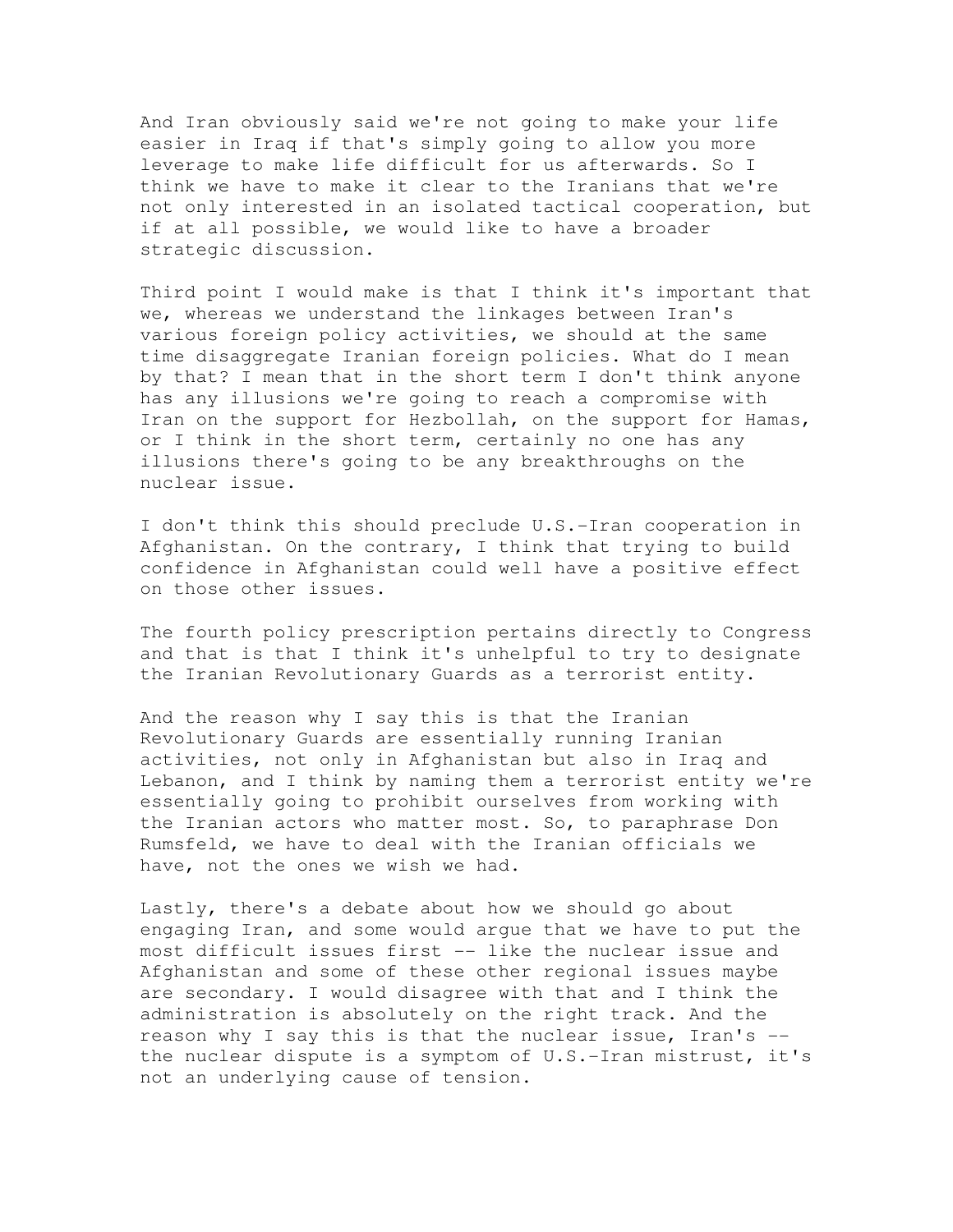And Iran obviously said we're not going to make your life easier in Iraq if that's simply going to allow you more leverage to make life difficult for us afterwards. So I think we have to make it clear to the Iranians that we're not only interested in an isolated tactical cooperation, but if at all possible, we would like to have a broader strategic discussion.

Third point I would make is that I think it's important that we, whereas we understand the linkages between Iran's various foreign policy activities, we should at the same time disaggregate Iranian foreign policies. What do I mean by that? I mean that in the short term I don't think anyone has any illusions we're going to reach a compromise with Iran on the support for Hezbollah, on the support for Hamas, or I think in the short term, certainly no one has any illusions there's going to be any breakthroughs on the nuclear issue.

I don't think this should preclude U.S.-Iran cooperation in Afghanistan. On the contrary, I think that trying to build confidence in Afghanistan could well have a positive effect on those other issues.

The fourth policy prescription pertains directly to Congress and that is that I think it's unhelpful to try to designate the Iranian Revolutionary Guards as a terrorist entity.

And the reason why I say this is that the Iranian Revolutionary Guards are essentially running Iranian activities, not only in Afghanistan but also in Iraq and Lebanon, and I think by naming them a terrorist entity we're essentially going to prohibit ourselves from working with the Iranian actors who matter most. So, to paraphrase Don Rumsfeld, we have to deal with the Iranian officials we have, not the ones we wish we had.

Lastly, there's a debate about how we should go about engaging Iran, and some would argue that we have to put the most difficult issues first -- like the nuclear issue and Afghanistan and some of these other regional issues maybe are secondary. I would disagree with that and I think the administration is absolutely on the right track. And the reason why I say this is that the nuclear issue, Iran's -- the nuclear dispute is a symptom of U.S.-Iran mistrust, it's not an underlying cause of tension.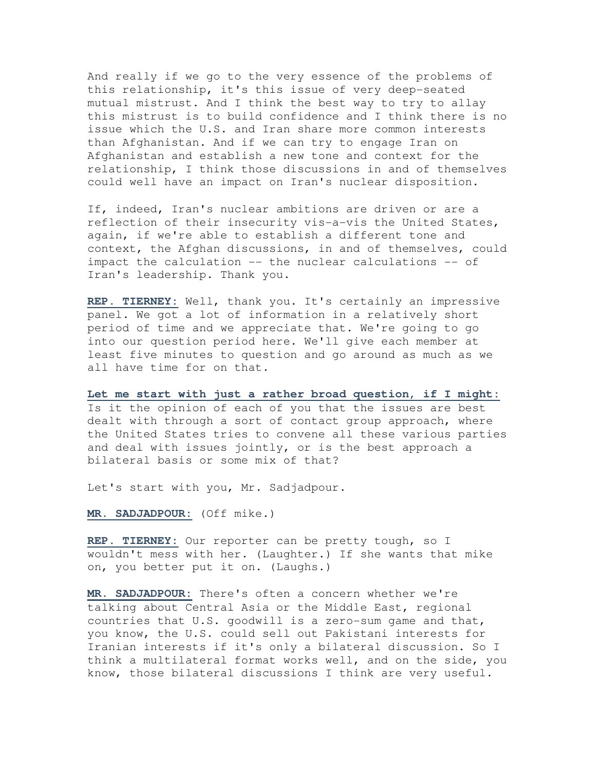And really if we go to the very essence of the problems of this relationship, it's this issue of very deep-seated mutual mistrust. And I think the best way to try to allay this mistrust is to build confidence and I think there is no issue which the U.S. and Iran share more common interests than Afghanistan. And if we can try to engage Iran on Afghanistan and establish a new tone and context for the relationship, I think those discussions in and of themselves could well have an impact on Iran's nuclear disposition.

If, indeed, Iran's nuclear ambitions are driven or are a reflection of their insecurity vis-a-vis the United States, again, if we're able to establish a different tone and context, the Afghan discussions, in and of themselves, could impact the calculation -- the nuclear calculations -- of Iran's leadership. Thank you.

**REP. TIERNEY:** Well, thank you. It's certainly an impressive panel. We got a lot of information in a relatively short period of time and we appreciate that. We're going to go into our question period here. We'll give each member at least five minutes to question and go around as much as we all have time for on that.

**Let me start with just a rather broad question, if I might:** Is it the opinion of each of you that the issues are best dealt with through a sort of contact group approach, where the United States tries to convene all these various parties and deal with issues jointly, or is the best approach a bilateral basis or some mix of that?

Let's start with you, Mr. Sadjadpour.

**MR. SADJADPOUR:** (Off mike.)

**REP. TIERNEY:** Our reporter can be pretty tough, so I wouldn't mess with her. (Laughter.) If she wants that mike on, you better put it on. (Laughs.)

**MR. SADJADPOUR:** There's often a concern whether we're talking about Central Asia or the Middle East, regional countries that U.S. goodwill is a zero-sum game and that, you know, the U.S. could sell out Pakistani interests for Iranian interests if it's only a bilateral discussion. So I think a multilateral format works well, and on the side, you know, those bilateral discussions I think are very useful.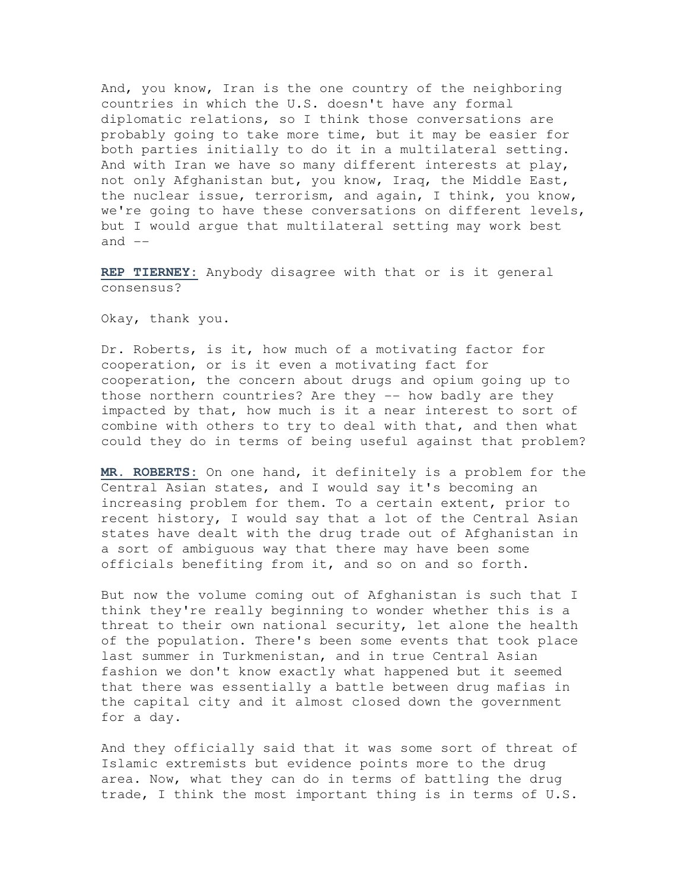And, you know, Iran is the one country of the neighboring countries in which the U.S. doesn't have any formal diplomatic relations, so I think those conversations are probably going to take more time, but it may be easier for both parties initially to do it in a multilateral setting. And with Iran we have so many different interests at play, not only Afghanistan but, you know, Iraq, the Middle East, the nuclear issue, terrorism, and again, I think, you know, we're going to have these conversations on different levels, but I would argue that multilateral setting may work best and --

**REP TIERNEY:** Anybody disagree with that or is it general consensus?

Okay, thank you.

Dr. Roberts, is it, how much of a motivating factor for cooperation, or is it even a motivating fact for cooperation, the concern about drugs and opium going up to those northern countries? Are they -- how badly are they impacted by that, how much is it a near interest to sort of combine with others to try to deal with that, and then what could they do in terms of being useful against that problem?

**MR. ROBERTS:** On one hand, it definitely is a problem for the Central Asian states, and I would say it's becoming an increasing problem for them. To a certain extent, prior to recent history, I would say that a lot of the Central Asian states have dealt with the drug trade out of Afghanistan in a sort of ambiguous way that there may have been some officials benefiting from it, and so on and so forth.

But now the volume coming out of Afghanistan is such that I think they're really beginning to wonder whether this is a threat to their own national security, let alone the health of the population. There's been some events that took place last summer in Turkmenistan, and in true Central Asian fashion we don't know exactly what happened but it seemed that there was essentially a battle between drug mafias in the capital city and it almost closed down the government for a day.

And they officially said that it was some sort of threat of Islamic extremists but evidence points more to the drug area. Now, what they can do in terms of battling the drug trade, I think the most important thing is in terms of U.S.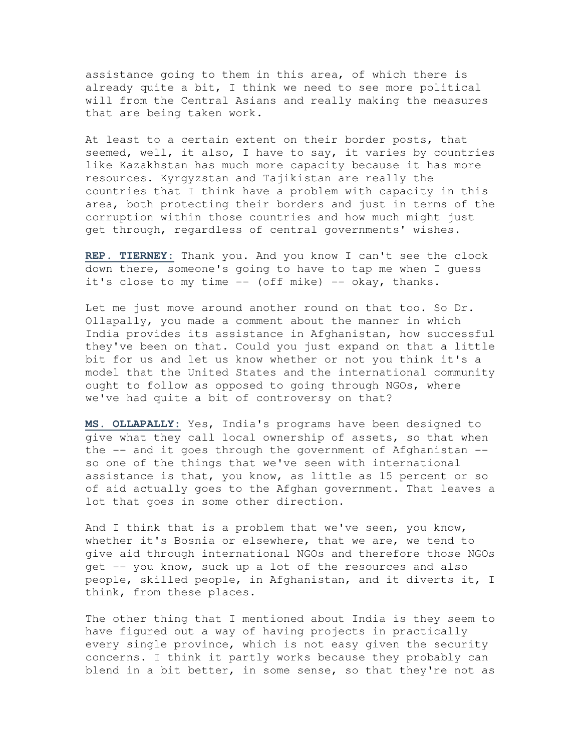assistance going to them in this area, of which there is already quite a bit, I think we need to see more political will from the Central Asians and really making the measures that are being taken work.

At least to a certain extent on their border posts, that seemed, well, it also, I have to say, it varies by countries like Kazakhstan has much more capacity because it has more resources. Kyrgyzstan and Tajikistan are really the countries that I think have a problem with capacity in this area, both protecting their borders and just in terms of the corruption within those countries and how much might just get through, regardless of central governments' wishes.

**REP. TIERNEY:** Thank you. And you know I can't see the clock down there, someone's going to have to tap me when I guess it's close to my time -- (off mike) -- okay, thanks.

Let me just move around another round on that too. So Dr. Ollapally, you made a comment about the manner in which India provides its assistance in Afghanistan, how successful they've been on that. Could you just expand on that a little bit for us and let us know whether or not you think it's a model that the United States and the international community ought to follow as opposed to going through NGOs, where we've had quite a bit of controversy on that?

**MS. OLLAPALLY:** Yes, India's programs have been designed to give what they call local ownership of assets, so that when the -- and it goes through the government of Afghanistan -- so one of the things that we've seen with international assistance is that, you know, as little as 15 percent or so of aid actually goes to the Afghan government. That leaves a lot that goes in some other direction.

And I think that is a problem that we've seen, you know, whether it's Bosnia or elsewhere, that we are, we tend to give aid through international NGOs and therefore those NGOs get -- you know, suck up a lot of the resources and also people, skilled people, in Afghanistan, and it diverts it, I think, from these places.

The other thing that I mentioned about India is they seem to have figured out a way of having projects in practically every single province, which is not easy given the security concerns. I think it partly works because they probably can blend in a bit better, in some sense, so that they're not as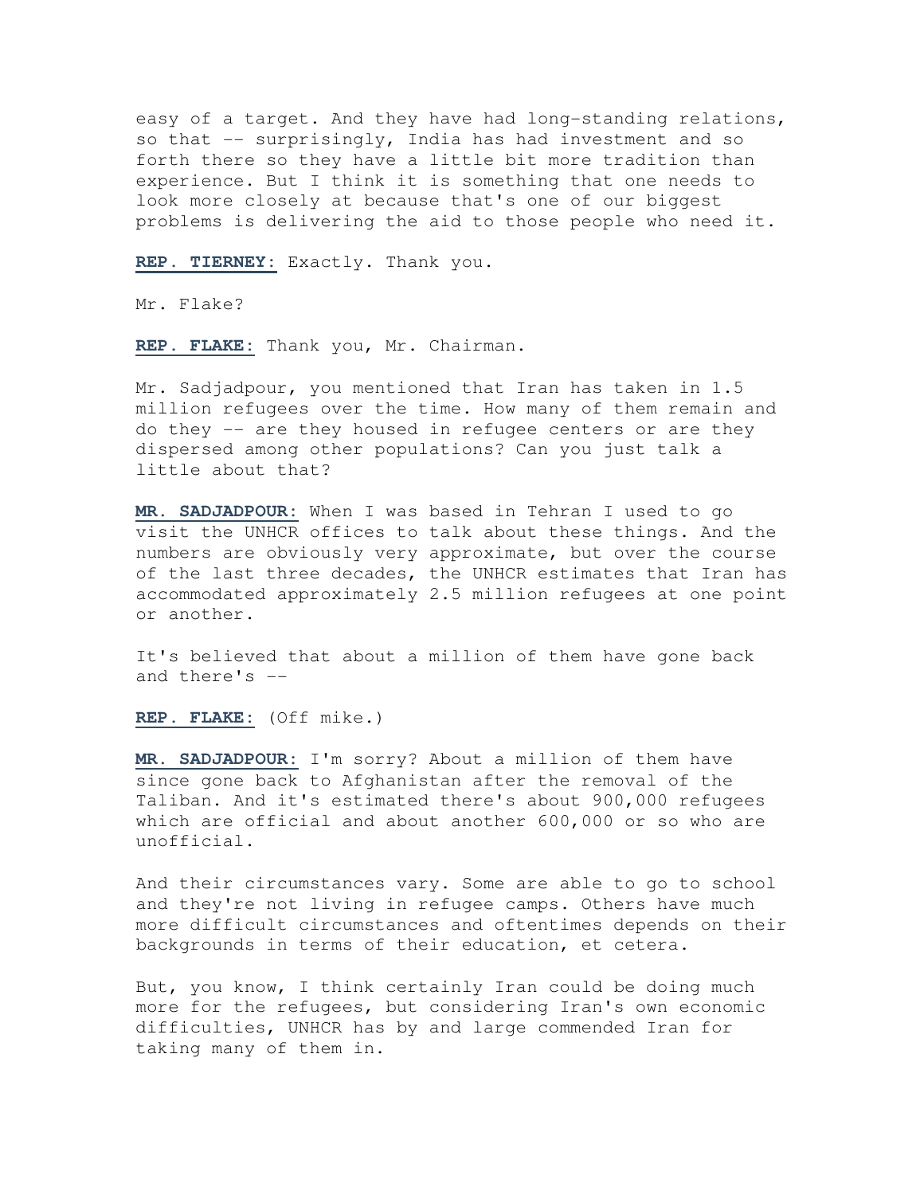easy of a target. And they have had long-standing relations, so that -- surprisingly, India has had investment and so forth there so they have a little bit more tradition than experience. But I think it is something that one needs to look more closely at because that's one of our biggest problems is delivering the aid to those people who need it.

**REP. TIERNEY:** Exactly. Thank you.

Mr. Flake?

**REP. FLAKE:** Thank you, Mr. Chairman.

Mr. Sadjadpour, you mentioned that Iran has taken in 1.5 million refugees over the time. How many of them remain and do they -- are they housed in refugee centers or are they dispersed among other populations? Can you just talk a little about that?

**MR. SADJADPOUR:** When I was based in Tehran I used to go visit the UNHCR offices to talk about these things. And the numbers are obviously very approximate, but over the course of the last three decades, the UNHCR estimates that Iran has accommodated approximately 2.5 million refugees at one point or another.

It's believed that about a million of them have gone back and there's --

**REP. FLAKE:** (Off mike.)

**MR. SADJADPOUR:** I'm sorry? About a million of them have since gone back to Afghanistan after the removal of the Taliban. And it's estimated there's about 900,000 refugees which are official and about another 600,000 or so who are unofficial.

And their circumstances vary. Some are able to go to school and they're not living in refugee camps. Others have much more difficult circumstances and oftentimes depends on their backgrounds in terms of their education, et cetera.

But, you know, I think certainly Iran could be doing much more for the refugees, but considering Iran's own economic difficulties, UNHCR has by and large commended Iran for taking many of them in.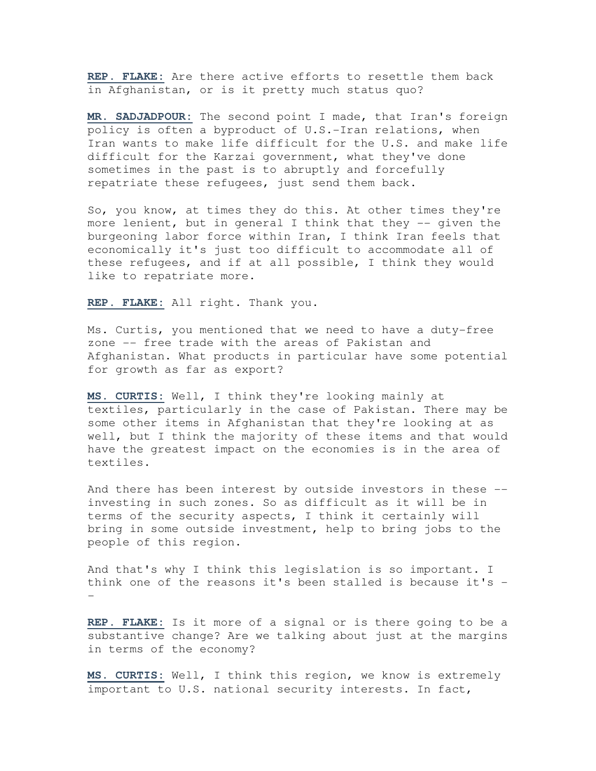**REP. FLAKE:** Are there active efforts to resettle them back in Afghanistan, or is it pretty much status quo?

**MR. SADJADPOUR:** The second point I made, that Iran's foreign policy is often a byproduct of U.S.-Iran relations, when Iran wants to make life difficult for the U.S. and make life difficult for the Karzai government, what they've done sometimes in the past is to abruptly and forcefully repatriate these refugees, just send them back.

So, you know, at times they do this. At other times they're more lenient, but in general I think that they -- given the burgeoning labor force within Iran, I think Iran feels that economically it's just too difficult to accommodate all of these refugees, and if at all possible, I think they would like to repatriate more.

**REP. FLAKE:** All right. Thank you.

Ms. Curtis, you mentioned that we need to have a duty-free zone -- free trade with the areas of Pakistan and Afghanistan. What products in particular have some potential for growth as far as export?

**MS. CURTIS:** Well, I think they're looking mainly at textiles, particularly in the case of Pakistan. There may be some other items in Afghanistan that they're looking at as well, but I think the majority of these items and that would have the greatest impact on the economies is in the area of textiles.

And there has been interest by outside investors in these -- investing in such zones. So as difficult as it will be in terms of the security aspects, I think it certainly will bring in some outside investment, help to bring jobs to the people of this region.

And that's why I think this legislation is so important. I think one of the reasons it's been stalled is because it's --

**REP. FLAKE:** Is it more of a signal or is there going to be a substantive change? Are we talking about just at the margins in terms of the economy?

**MS. CURTIS:** Well, I think this region, we know is extremely important to U.S. national security interests. In fact,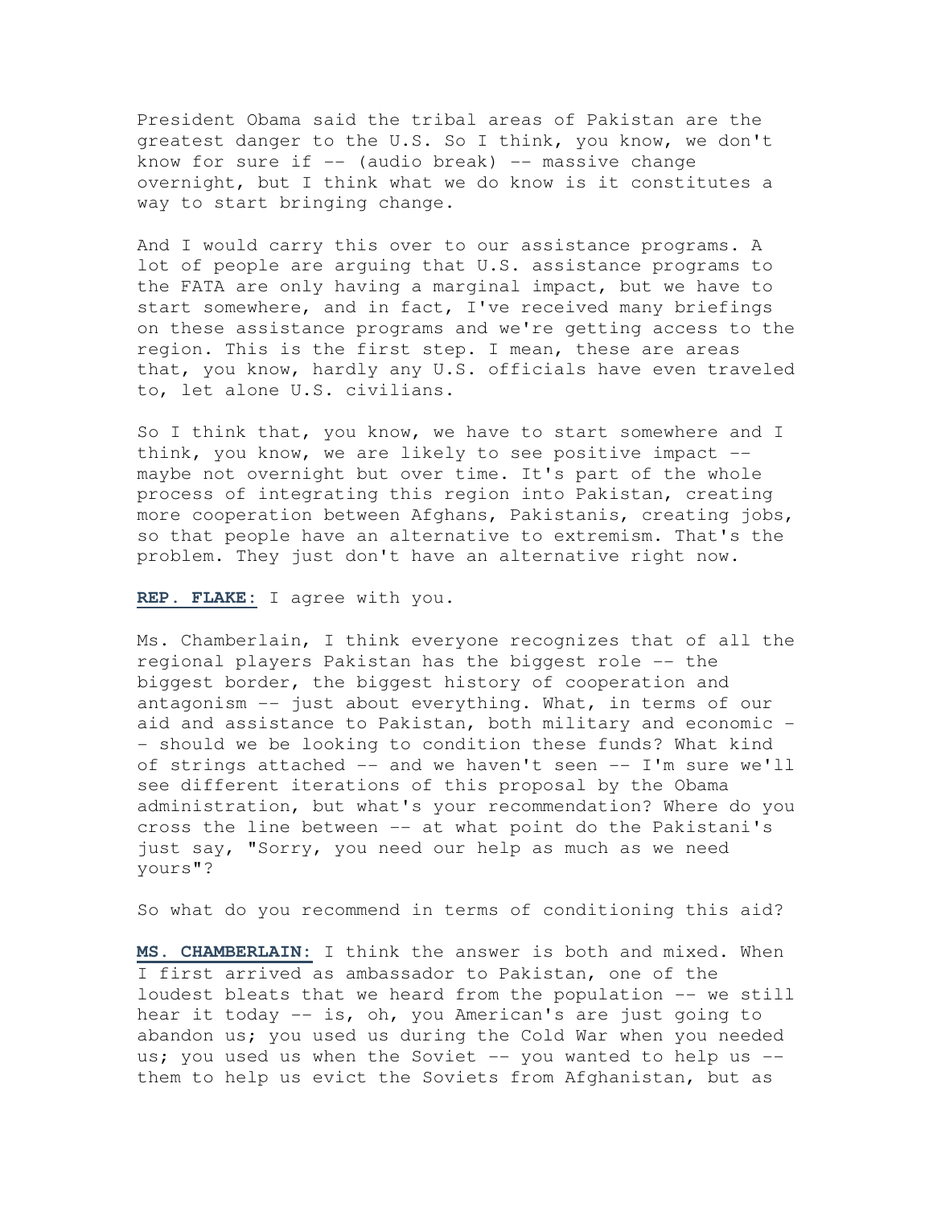President Obama said the tribal areas of Pakistan are the greatest danger to the U.S. So I think, you know, we don't know for sure if -- (audio break) -- massive change overnight, but I think what we do know is it constitutes a way to start bringing change.

And I would carry this over to our assistance programs. A lot of people are arguing that U.S. assistance programs to the FATA are only having a marginal impact, but we have to start somewhere, and in fact, I've received many briefings on these assistance programs and we're getting access to the region. This is the first step. I mean, these are areas that, you know, hardly any U.S. officials have even traveled to, let alone U.S. civilians.

So I think that, you know, we have to start somewhere and I think, you know, we are likely to see positive impact -- maybe not overnight but over time. It's part of the whole process of integrating this region into Pakistan, creating more cooperation between Afghans, Pakistanis, creating jobs, so that people have an alternative to extremism. That's the problem. They just don't have an alternative right now.

**REP. FLAKE:** I agree with you.

Ms. Chamberlain, I think everyone recognizes that of all the regional players Pakistan has the biggest role -- the biggest border, the biggest history of cooperation and antagonism -- just about everything. What, in terms of our aid and assistance to Pakistan, both military and economic -- should we be looking to condition these funds? What kind of strings attached -- and we haven't seen -- I'm sure we'll see different iterations of this proposal by the Obama administration, but what's your recommendation? Where do you cross the line between -- at what point do the Pakistani's just say, "Sorry, you need our help as much as we need yours"?

So what do you recommend in terms of conditioning this aid?

**MS. CHAMBERLAIN:** I think the answer is both and mixed. When I first arrived as ambassador to Pakistan, one of the loudest bleats that we heard from the population -- we still hear it today -- is, oh, you American's are just going to abandon us; you used us during the Cold War when you needed us; you used us when the Soviet -- you wanted to help us -- them to help us evict the Soviets from Afghanistan, but as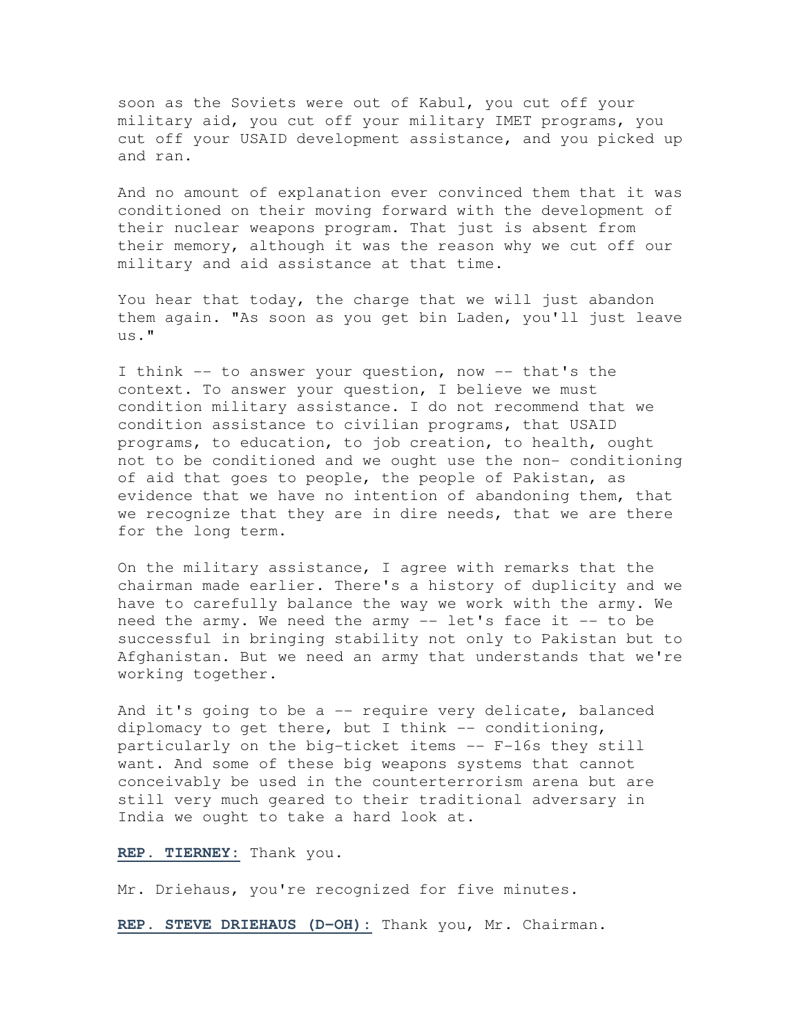soon as the Soviets were out of Kabul, you cut off your military aid, you cut off your military IMET programs, you cut off your USAID development assistance, and you picked up and ran.

And no amount of explanation ever convinced them that it was conditioned on their moving forward with the development of their nuclear weapons program. That just is absent from their memory, although it was the reason why we cut off our military and aid assistance at that time.

You hear that today, the charge that we will just abandon them again. "As soon as you get bin Laden, you'll just leave us."

I think -- to answer your question, now -- that's the context. To answer your question, I believe we must condition military assistance. I do not recommend that we condition assistance to civilian programs, that USAID programs, to education, to job creation, to health, ought not to be conditioned and we ought use the non- conditioning of aid that goes to people, the people of Pakistan, as evidence that we have no intention of abandoning them, that we recognize that they are in dire needs, that we are there for the long term.

On the military assistance, I agree with remarks that the chairman made earlier. There's a history of duplicity and we have to carefully balance the way we work with the army. We need the army. We need the army -- let's face it -- to be successful in bringing stability not only to Pakistan but to Afghanistan. But we need an army that understands that we're working together.

And it's going to be a -- require very delicate, balanced diplomacy to get there, but I think -- conditioning, particularly on the big-ticket items -- F-16s they still want. And some of these big weapons systems that cannot conceivably be used in the counterterrorism arena but are still very much geared to their traditional adversary in India we ought to take a hard look at.

**REP. TIERNEY:** Thank you.

Mr. Driehaus, you're recognized for five minutes.

**REP. STEVE DRIEHAUS (D-OH):** Thank you, Mr. Chairman.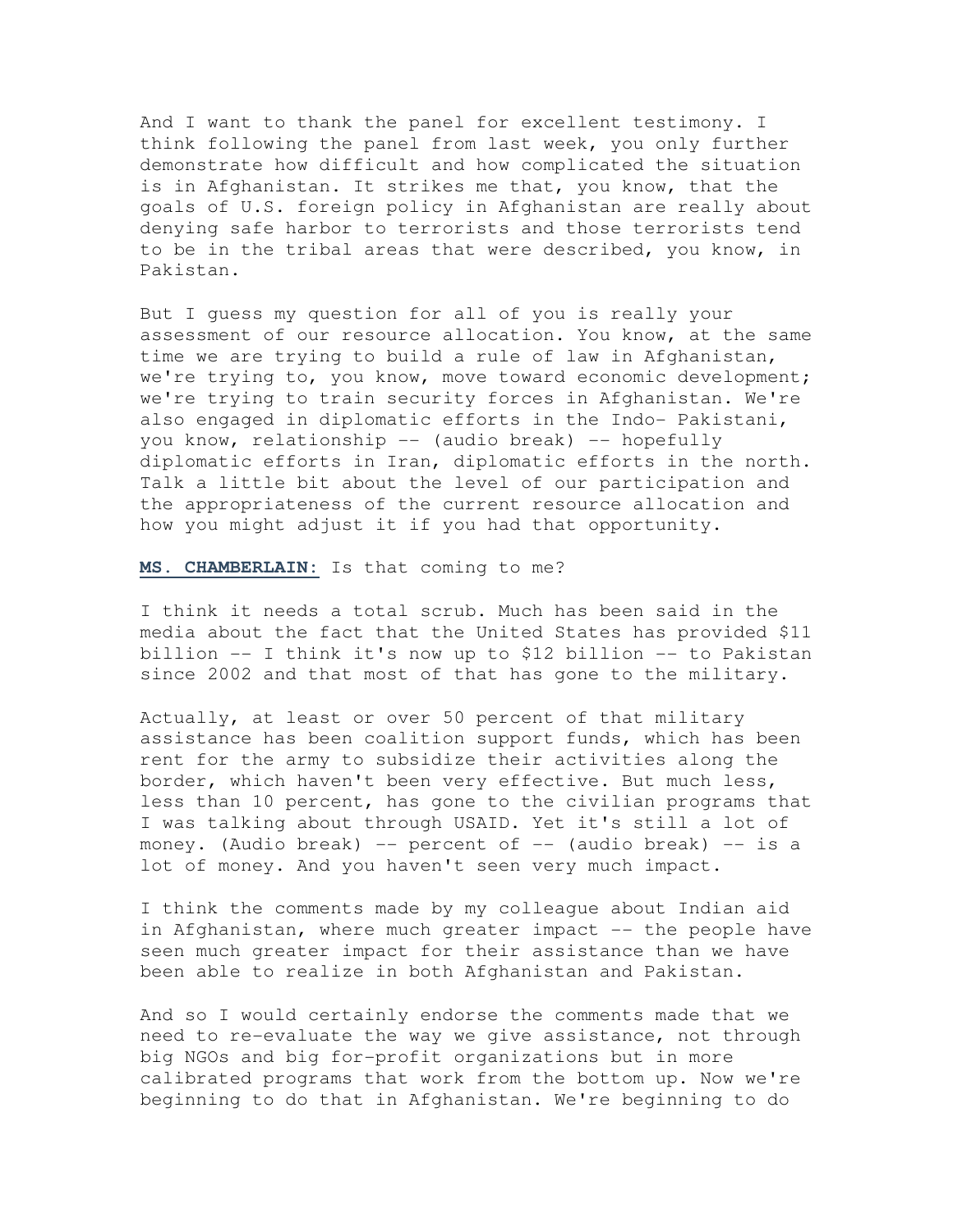And I want to thank the panel for excellent testimony. I think following the panel from last week, you only further demonstrate how difficult and how complicated the situation is in Afghanistan. It strikes me that, you know, that the goals of U.S. foreign policy in Afghanistan are really about denying safe harbor to terrorists and those terrorists tend to be in the tribal areas that were described, you know, in Pakistan.

But I guess my question for all of you is really your assessment of our resource allocation. You know, at the same time we are trying to build a rule of law in Afghanistan, we're trying to, you know, move toward economic development; we're trying to train security forces in Afghanistan. We're also engaged in diplomatic efforts in the Indo- Pakistani, you know, relationship -- (audio break) -- hopefully diplomatic efforts in Iran, diplomatic efforts in the north. Talk a little bit about the level of our participation and the appropriateness of the current resource allocation and how you might adjust it if you had that opportunity.

**MS. CHAMBERLAIN:** Is that coming to me?

I think it needs a total scrub. Much has been said in the media about the fact that the United States has provided $11 billion -- I think it's now up to $12 billion -- to Pakistan since 2002 and that most of that has gone to the military.

Actually, at least or over 50 percent of that military assistance has been coalition support funds, which has been rent for the army to subsidize their activities along the border, which haven't been very effective. But much less, less than 10 percent, has gone to the civilian programs that I was talking about through USAID. Yet it's still a lot of money. (Audio break) -- percent of -- (audio break) -- is a lot of money. And you haven't seen very much impact.

I think the comments made by my colleague about Indian aid in Afghanistan, where much greater impact -- the people have seen much greater impact for their assistance than we have been able to realize in both Afghanistan and Pakistan.

And so I would certainly endorse the comments made that we need to re-evaluate the way we give assistance, not through big NGOs and big for-profit organizations but in more calibrated programs that work from the bottom up. Now we're beginning to do that in Afghanistan. We're beginning to do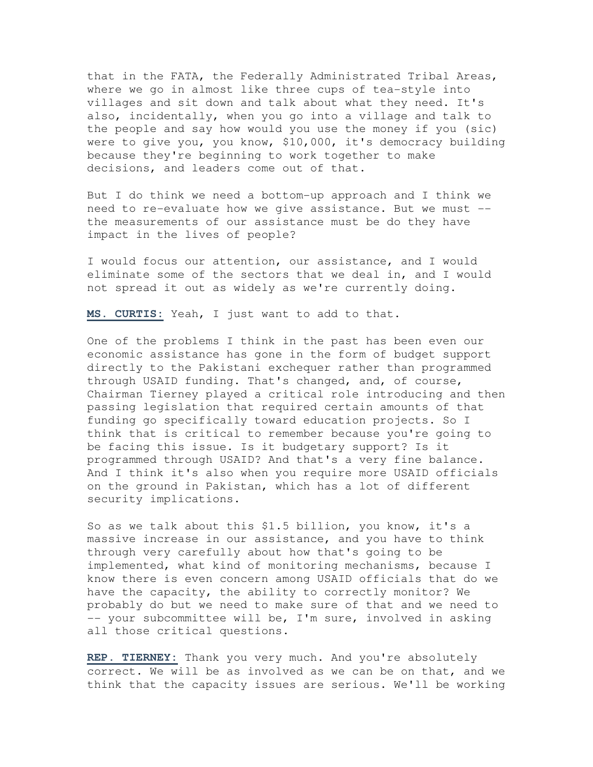that in the FATA, the Federally Administrated Tribal Areas, where we go in almost like three cups of tea-style into villages and sit down and talk about what they need. It's also, incidentally, when you go into a village and talk to the people and say how would you use the money if you (sic) were to give you, you know, $10,000, it's democracy building because they're beginning to work together to make decisions, and leaders come out of that.

But I do think we need a bottom-up approach and I think we need to re-evaluate how we give assistance. But we must -- the measurements of our assistance must be do they have impact in the lives of people?

I would focus our attention, our assistance, and I would eliminate some of the sectors that we deal in, and I would not spread it out as widely as we're currently doing.

**MS. CURTIS:** Yeah, I just want to add to that.

One of the problems I think in the past has been even our economic assistance has gone in the form of budget support directly to the Pakistani exchequer rather than programmed through USAID funding. That's changed, and, of course, Chairman Tierney played a critical role introducing and then passing legislation that required certain amounts of that funding go specifically toward education projects. So I think that is critical to remember because you're going to be facing this issue. Is it budgetary support? Is it programmed through USAID? And that's a very fine balance. And I think it's also when you require more USAID officials on the ground in Pakistan, which has a lot of different security implications.

So as we talk about this $1.5 billion, you know, it's a massive increase in our assistance, and you have to think through very carefully about how that's going to be implemented, what kind of monitoring mechanisms, because I know there is even concern among USAID officials that do we have the capacity, the ability to correctly monitor? We probably do but we need to make sure of that and we need to -- your subcommittee will be, I'm sure, involved in asking all those critical questions.

**REP. TIERNEY:** Thank you very much. And you're absolutely correct. We will be as involved as we can be on that, and we think that the capacity issues are serious. We'll be working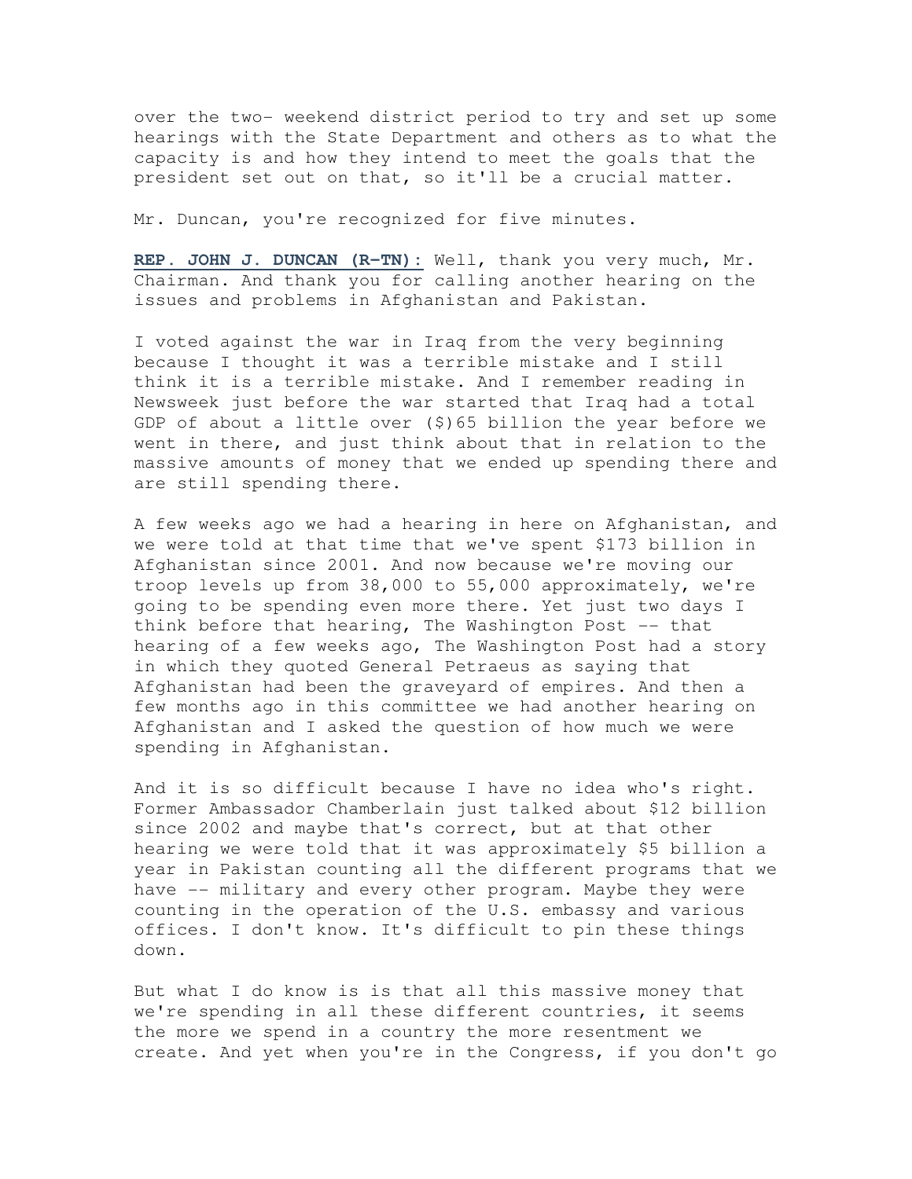over the two- weekend district period to try and set up some hearings with the State Department and others as to what the capacity is and how they intend to meet the goals that the president set out on that, so it'll be a crucial matter.

Mr. Duncan, you're recognized for five minutes.

**REP. JOHN J. DUNCAN (R-TN):** Well, thank you very much, Mr. Chairman. And thank you for calling another hearing on the issues and problems in Afghanistan and Pakistan.

I voted against the war in Iraq from the very beginning because I thought it was a terrible mistake and I still think it is a terrible mistake. And I remember reading in Newsweek just before the war started that Iraq had a total GDP of about a little over ($)65 billion the year before we went in there, and just think about that in relation to the massive amounts of money that we ended up spending there and are still spending there.

A few weeks ago we had a hearing in here on Afghanistan, and we were told at that time that we've spent $173 billion in Afghanistan since 2001. And now because we're moving our troop levels up from 38,000 to 55,000 approximately, we're going to be spending even more there. Yet just two days I think before that hearing, The Washington Post -- that hearing of a few weeks ago, The Washington Post had a story in which they quoted General Petraeus as saying that Afghanistan had been the graveyard of empires. And then a few months ago in this committee we had another hearing on Afghanistan and I asked the question of how much we were spending in Afghanistan.

And it is so difficult because I have no idea who's right. Former Ambassador Chamberlain just talked about $12 billion since 2002 and maybe that's correct, but at that other hearing we were told that it was approximately $5 billion a year in Pakistan counting all the different programs that we have -- military and every other program. Maybe they were counting in the operation of the U.S. embassy and various offices. I don't know. It's difficult to pin these things down.

But what I do know is is that all this massive money that we're spending in all these different countries, it seems the more we spend in a country the more resentment we create. And yet when you're in the Congress, if you don't go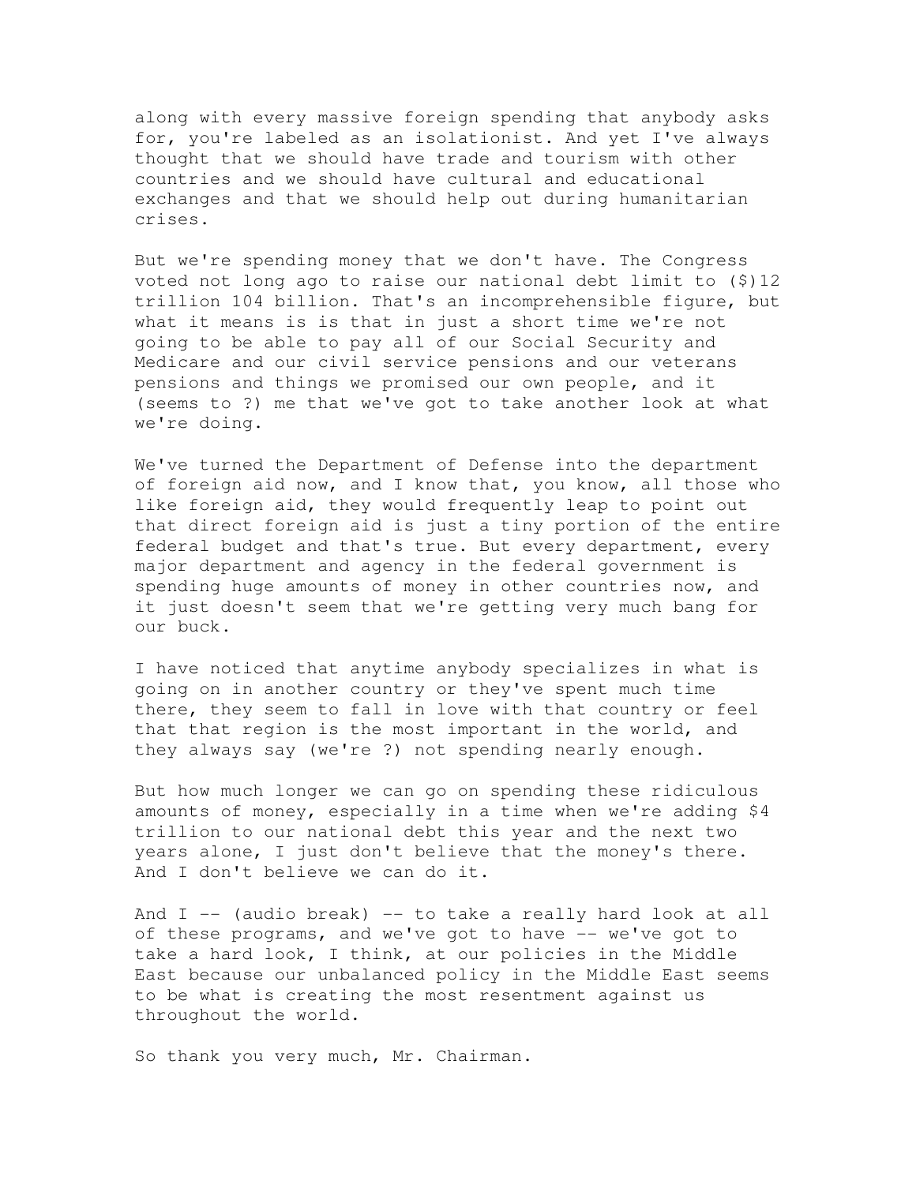along with every massive foreign spending that anybody asks for, you're labeled as an isolationist. And yet I've always thought that we should have trade and tourism with other countries and we should have cultural and educational exchanges and that we should help out during humanitarian crises.

But we're spending money that we don't have. The Congress voted not long ago to raise our national debt limit to ($)12 trillion 104 billion. That's an incomprehensible figure, but what it means is is that in just a short time we're not going to be able to pay all of our Social Security and Medicare and our civil service pensions and our veterans pensions and things we promised our own people, and it (seems to ?) me that we've got to take another look at what we're doing.

We've turned the Department of Defense into the department of foreign aid now, and I know that, you know, all those who like foreign aid, they would frequently leap to point out that direct foreign aid is just a tiny portion of the entire federal budget and that's true. But every department, every major department and agency in the federal government is spending huge amounts of money in other countries now, and it just doesn't seem that we're getting very much bang for our buck.

I have noticed that anytime anybody specializes in what is going on in another country or they've spent much time there, they seem to fall in love with that country or feel that that region is the most important in the world, and they always say (we're ?) not spending nearly enough.

But how much longer we can go on spending these ridiculous amounts of money, especially in a time when we're adding $4 trillion to our national debt this year and the next two years alone, I just don't believe that the money's there. And I don't believe we can do it.

And I -- (audio break) -- to take a really hard look at all of these programs, and we've got to have -- we've got to take a hard look, I think, at our policies in the Middle East because our unbalanced policy in the Middle East seems to be what is creating the most resentment against us throughout the world.

So thank you very much, Mr. Chairman.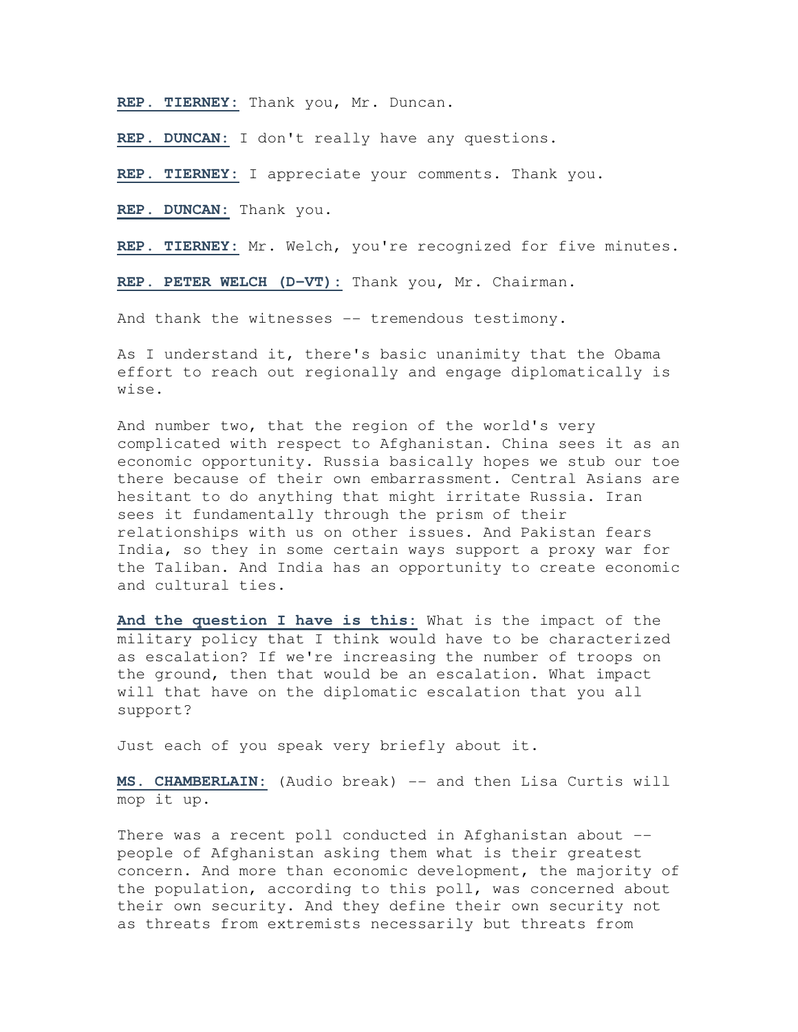**REP. TIERNEY:** Thank you, Mr. Duncan.

**REP. DUNCAN:** I don't really have any questions.

**REP. TIERNEY:** I appreciate your comments. Thank you.

**REP. DUNCAN:** Thank you.

**REP. TIERNEY:** Mr. Welch, you're recognized for five minutes.

**REP. PETER WELCH (D-VT):** Thank you, Mr. Chairman.

And thank the witnesses -- tremendous testimony.

As I understand it, there's basic unanimity that the Obama effort to reach out regionally and engage diplomatically is wise.

And number two, that the region of the world's very complicated with respect to Afghanistan. China sees it as an economic opportunity. Russia basically hopes we stub our toe there because of their own embarrassment. Central Asians are hesitant to do anything that might irritate Russia. Iran sees it fundamentally through the prism of their relationships with us on other issues. And Pakistan fears India, so they in some certain ways support a proxy war for the Taliban. And India has an opportunity to create economic and cultural ties.

**And the question I have is this:** What is the impact of the military policy that I think would have to be characterized as escalation? If we're increasing the number of troops on the ground, then that would be an escalation. What impact will that have on the diplomatic escalation that you all support?

Just each of you speak very briefly about it.

**MS. CHAMBERLAIN:** (Audio break) -- and then Lisa Curtis will mop it up.

There was a recent poll conducted in Afghanistan about -- people of Afghanistan asking them what is their greatest concern. And more than economic development, the majority of the population, according to this poll, was concerned about their own security. And they define their own security not as threats from extremists necessarily but threats from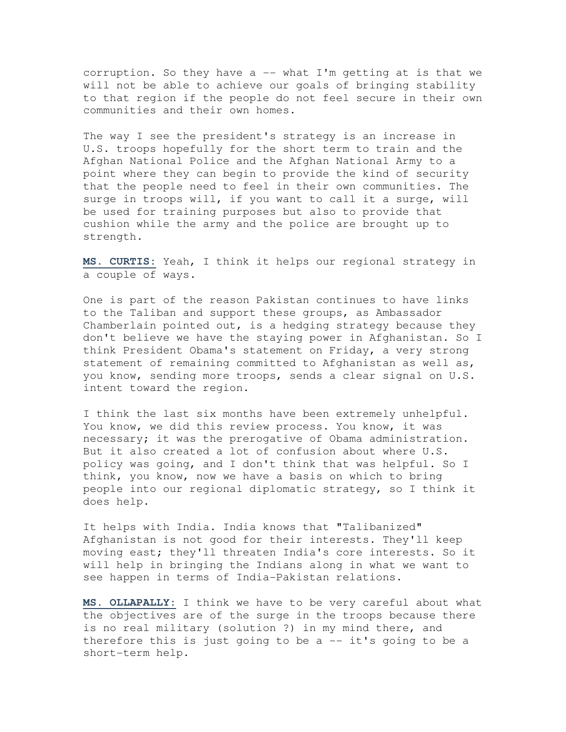corruption. So they have a -- what I'm getting at is that we will not be able to achieve our goals of bringing stability to that region if the people do not feel secure in their own communities and their own homes.

The way I see the president's strategy is an increase in U.S. troops hopefully for the short term to train and the Afghan National Police and the Afghan National Army to a point where they can begin to provide the kind of security that the people need to feel in their own communities. The surge in troops will, if you want to call it a surge, will be used for training purposes but also to provide that cushion while the army and the police are brought up to strength.

**MS. CURTIS:** Yeah, I think it helps our regional strategy in a couple of ways.

One is part of the reason Pakistan continues to have links to the Taliban and support these groups, as Ambassador Chamberlain pointed out, is a hedging strategy because they don't believe we have the staying power in Afghanistan. So I think President Obama's statement on Friday, a very strong statement of remaining committed to Afghanistan as well as, you know, sending more troops, sends a clear signal on U.S. intent toward the region.

I think the last six months have been extremely unhelpful. You know, we did this review process. You know, it was necessary; it was the prerogative of Obama administration. But it also created a lot of confusion about where U.S. policy was going, and I don't think that was helpful. So I think, you know, now we have a basis on which to bring people into our regional diplomatic strategy, so I think it does help.

It helps with India. India knows that "Talibanized" Afghanistan is not good for their interests. They'll keep moving east; they'll threaten India's core interests. So it will help in bringing the Indians along in what we want to see happen in terms of India-Pakistan relations.

**MS. OLLAPALLY:** I think we have to be very careful about what the objectives are of the surge in the troops because there is no real military (solution ?) in my mind there, and therefore this is just going to be a -- it's going to be a short-term help.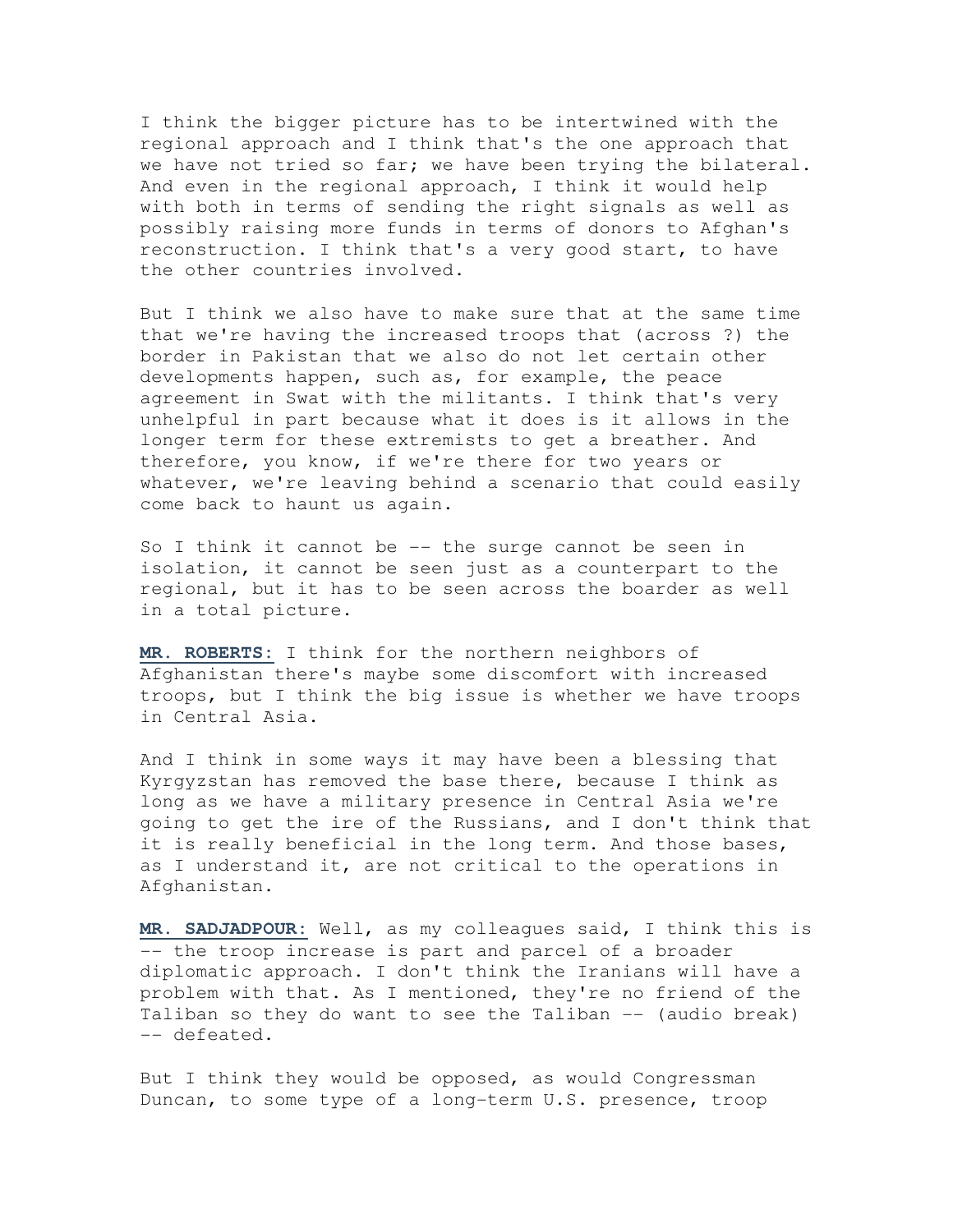I think the bigger picture has to be intertwined with the regional approach and I think that's the one approach that we have not tried so far; we have been trying the bilateral. And even in the regional approach, I think it would help with both in terms of sending the right signals as well as possibly raising more funds in terms of donors to Afghan's reconstruction. I think that's a very good start, to have the other countries involved.

But I think we also have to make sure that at the same time that we're having the increased troops that (across ?) the border in Pakistan that we also do not let certain other developments happen, such as, for example, the peace agreement in Swat with the militants. I think that's very unhelpful in part because what it does is it allows in the longer term for these extremists to get a breather. And therefore, you know, if we're there for two years or whatever, we're leaving behind a scenario that could easily come back to haunt us again.

So I think it cannot be -- the surge cannot be seen in isolation, it cannot be seen just as a counterpart to the regional, but it has to be seen across the boarder as well in a total picture.

**MR. ROBERTS:** I think for the northern neighbors of Afghanistan there's maybe some discomfort with increased troops, but I think the big issue is whether we have troops in Central Asia.

And I think in some ways it may have been a blessing that Kyrgyzstan has removed the base there, because I think as long as we have a military presence in Central Asia we're going to get the ire of the Russians, and I don't think that it is really beneficial in the long term. And those bases, as I understand it, are not critical to the operations in Afghanistan.

**MR. SADJADPOUR:** Well, as my colleagues said, I think this is -- the troop increase is part and parcel of a broader diplomatic approach. I don't think the Iranians will have a problem with that. As I mentioned, they're no friend of the Taliban so they do want to see the Taliban -- (audio break) -- defeated.

But I think they would be opposed, as would Congressman Duncan, to some type of a long-term U.S. presence, troop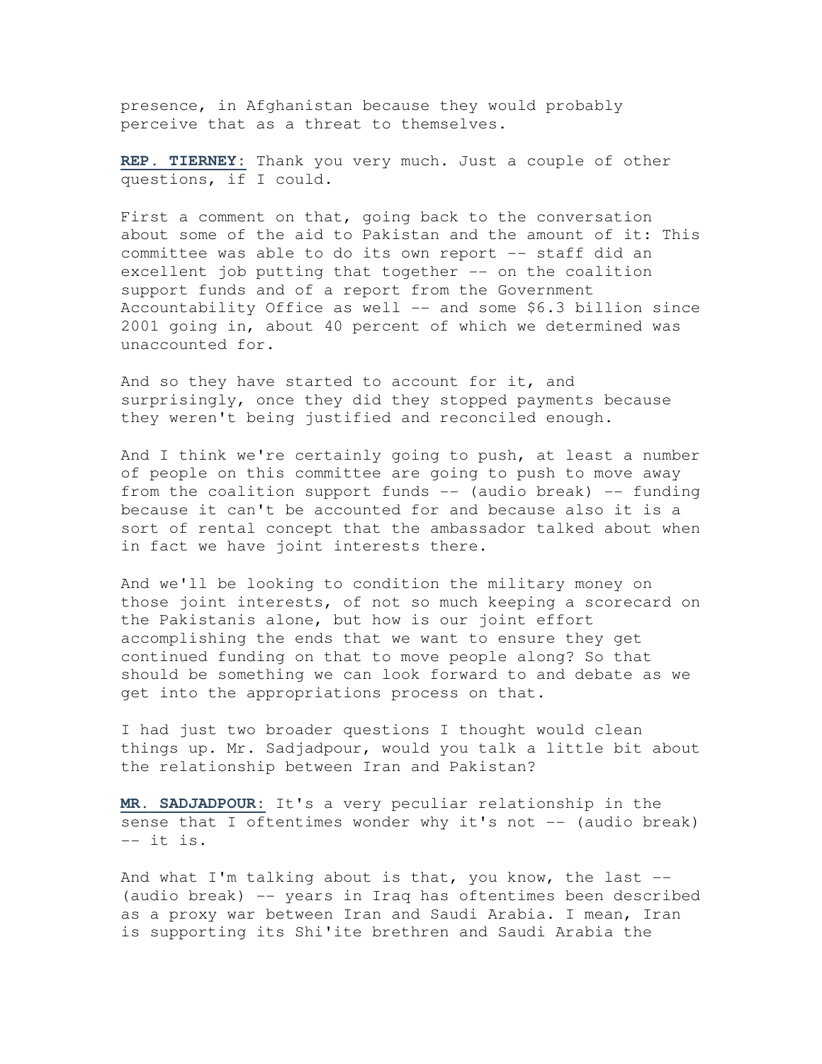presence, in Afghanistan because they would probably perceive that as a threat to themselves.

**REP. TIERNEY:** Thank you very much. Just a couple of other questions, if I could.

First a comment on that, going back to the conversation about some of the aid to Pakistan and the amount of it: This committee was able to do its own report -- staff did an excellent job putting that together -- on the coalition support funds and of a report from the Government Accountability Office as well -- and some $6.3 billion since 2001 going in, about 40 percent of which we determined was unaccounted for.

And so they have started to account for it, and surprisingly, once they did they stopped payments because they weren't being justified and reconciled enough.

And I think we're certainly going to push, at least a number of people on this committee are going to push to move away from the coalition support funds -- (audio break) -- funding because it can't be accounted for and because also it is a sort of rental concept that the ambassador talked about when in fact we have joint interests there.

And we'll be looking to condition the military money on those joint interests, of not so much keeping a scorecard on the Pakistanis alone, but how is our joint effort accomplishing the ends that we want to ensure they get continued funding on that to move people along? So that should be something we can look forward to and debate as we get into the appropriations process on that.

I had just two broader questions I thought would clean things up. Mr. Sadjadpour, would you talk a little bit about the relationship between Iran and Pakistan?

**MR. SADJADPOUR:** It's a very peculiar relationship in the sense that I oftentimes wonder why it's not -- (audio break) -- it is.

And what I'm talking about is that, you know, the last -- (audio break) -- years in Iraq has oftentimes been described as a proxy war between Iran and Saudi Arabia. I mean, Iran is supporting its Shi'ite brethren and Saudi Arabia the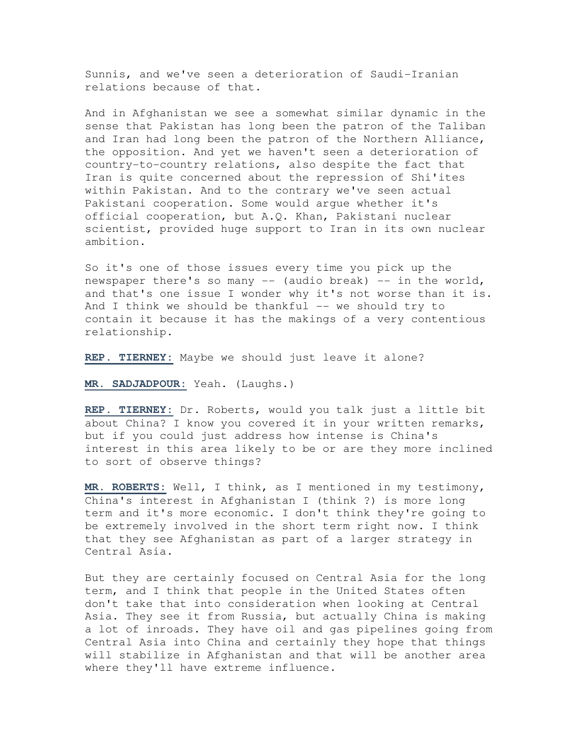Sunnis, and we've seen a deterioration of Saudi-Iranian relations because of that.

And in Afghanistan we see a somewhat similar dynamic in the sense that Pakistan has long been the patron of the Taliban and Iran had long been the patron of the Northern Alliance, the opposition. And yet we haven't seen a deterioration of country-to-country relations, also despite the fact that Iran is quite concerned about the repression of Shi'ites within Pakistan. And to the contrary we've seen actual Pakistani cooperation. Some would argue whether it's official cooperation, but A.Q. Khan, Pakistani nuclear scientist, provided huge support to Iran in its own nuclear ambition.

So it's one of those issues every time you pick up the newspaper there's so many -- (audio break) -- in the world, and that's one issue I wonder why it's not worse than it is. And I think we should be thankful -- we should try to contain it because it has the makings of a very contentious relationship.

**REP. TIERNEY:** Maybe we should just leave it alone?

**MR. SADJADPOUR:** Yeah. (Laughs.)

**REP. TIERNEY:** Dr. Roberts, would you talk just a little bit about China? I know you covered it in your written remarks, but if you could just address how intense is China's interest in this area likely to be or are they more inclined to sort of observe things?

**MR. ROBERTS:** Well, I think, as I mentioned in my testimony, China's interest in Afghanistan I (think ?) is more long term and it's more economic. I don't think they're going to be extremely involved in the short term right now. I think that they see Afghanistan as part of a larger strategy in Central Asia.

But they are certainly focused on Central Asia for the long term, and I think that people in the United States often don't take that into consideration when looking at Central Asia. They see it from Russia, but actually China is making a lot of inroads. They have oil and gas pipelines going from Central Asia into China and certainly they hope that things will stabilize in Afghanistan and that will be another area where they'll have extreme influence.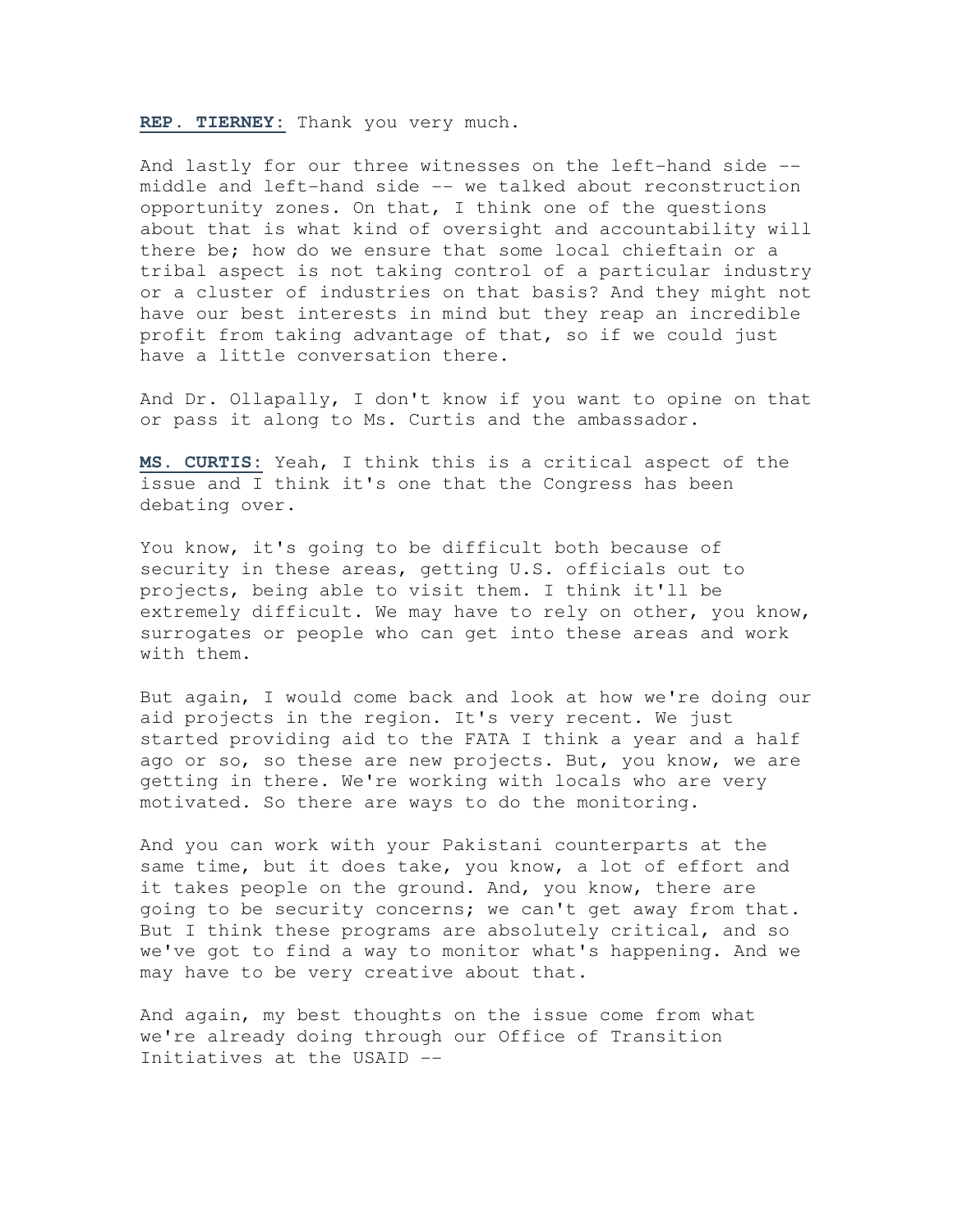**REP. TIERNEY:** Thank you very much.

And lastly for our three witnesses on the left-hand side -- middle and left-hand side -- we talked about reconstruction opportunity zones. On that, I think one of the questions about that is what kind of oversight and accountability will there be; how do we ensure that some local chieftain or a tribal aspect is not taking control of a particular industry or a cluster of industries on that basis? And they might not have our best interests in mind but they reap an incredible profit from taking advantage of that, so if we could just have a little conversation there.

And Dr. Ollapally, I don't know if you want to opine on that or pass it along to Ms. Curtis and the ambassador.

**MS. CURTIS:** Yeah, I think this is a critical aspect of the issue and I think it's one that the Congress has been debating over.

You know, it's going to be difficult both because of security in these areas, getting U.S. officials out to projects, being able to visit them. I think it'll be extremely difficult. We may have to rely on other, you know, surrogates or people who can get into these areas and work with them.

But again, I would come back and look at how we're doing our aid projects in the region. It's very recent. We just started providing aid to the FATA I think a year and a half ago or so, so these are new projects. But, you know, we are getting in there. We're working with locals who are very motivated. So there are ways to do the monitoring.

And you can work with your Pakistani counterparts at the same time, but it does take, you know, a lot of effort and it takes people on the ground. And, you know, there are going to be security concerns; we can't get away from that. But I think these programs are absolutely critical, and so we've got to find a way to monitor what's happening. And we may have to be very creative about that.

And again, my best thoughts on the issue come from what we're already doing through our Office of Transition Initiatives at the USAID --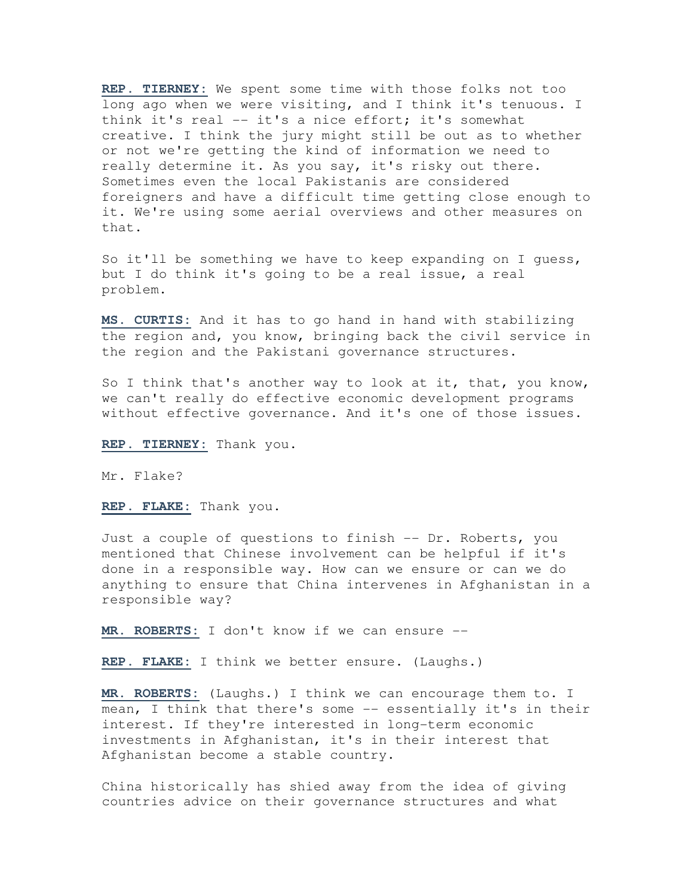**REP. TIERNEY:** We spent some time with those folks not too long ago when we were visiting, and I think it's tenuous. I think it's real -- it's a nice effort; it's somewhat creative. I think the jury might still be out as to whether or not we're getting the kind of information we need to really determine it. As you say, it's risky out there. Sometimes even the local Pakistanis are considered foreigners and have a difficult time getting close enough to it. We're using some aerial overviews and other measures on that.

So it'll be something we have to keep expanding on I guess, but I do think it's going to be a real issue, a real problem.

**MS. CURTIS:** And it has to go hand in hand with stabilizing the region and, you know, bringing back the civil service in the region and the Pakistani governance structures.

So I think that's another way to look at it, that, you know, we can't really do effective economic development programs without effective governance. And it's one of those issues.

**REP. TIERNEY:** Thank you.

Mr. Flake?

**REP. FLAKE:** Thank you.

Just a couple of questions to finish -- Dr. Roberts, you mentioned that Chinese involvement can be helpful if it's done in a responsible way. How can we ensure or can we do anything to ensure that China intervenes in Afghanistan in a responsible way?

**MR. ROBERTS:** I don't know if we can ensure --

**REP. FLAKE:** I think we better ensure. (Laughs.)

**MR. ROBERTS:** (Laughs.) I think we can encourage them to. I mean, I think that there's some -- essentially it's in their interest. If they're interested in long-term economic investments in Afghanistan, it's in their interest that Afghanistan become a stable country.

China historically has shied away from the idea of giving countries advice on their governance structures and what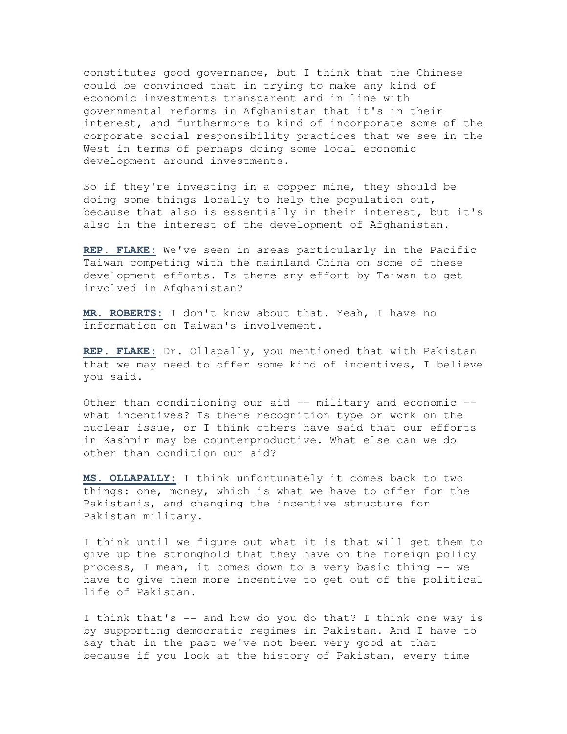constitutes good governance, but I think that the Chinese could be convinced that in trying to make any kind of economic investments transparent and in line with governmental reforms in Afghanistan that it's in their interest, and furthermore to kind of incorporate some of the corporate social responsibility practices that we see in the West in terms of perhaps doing some local economic development around investments.

So if they're investing in a copper mine, they should be doing some things locally to help the population out, because that also is essentially in their interest, but it's also in the interest of the development of Afghanistan.

**REP. FLAKE:** We've seen in areas particularly in the Pacific Taiwan competing with the mainland China on some of these development efforts. Is there any effort by Taiwan to get involved in Afghanistan?

**MR. ROBERTS:** I don't know about that. Yeah, I have no information on Taiwan's involvement.

**REP. FLAKE:** Dr. Ollapally, you mentioned that with Pakistan that we may need to offer some kind of incentives, I believe you said.

Other than conditioning our aid -- military and economic -- what incentives? Is there recognition type or work on the nuclear issue, or I think others have said that our efforts in Kashmir may be counterproductive. What else can we do other than condition our aid?

**MS. OLLAPALLY:** I think unfortunately it comes back to two things: one, money, which is what we have to offer for the Pakistanis, and changing the incentive structure for Pakistan military.

I think until we figure out what it is that will get them to give up the stronghold that they have on the foreign policy process, I mean, it comes down to a very basic thing -- we have to give them more incentive to get out of the political life of Pakistan.

I think that's -- and how do you do that? I think one way is by supporting democratic regimes in Pakistan. And I have to say that in the past we've not been very good at that because if you look at the history of Pakistan, every time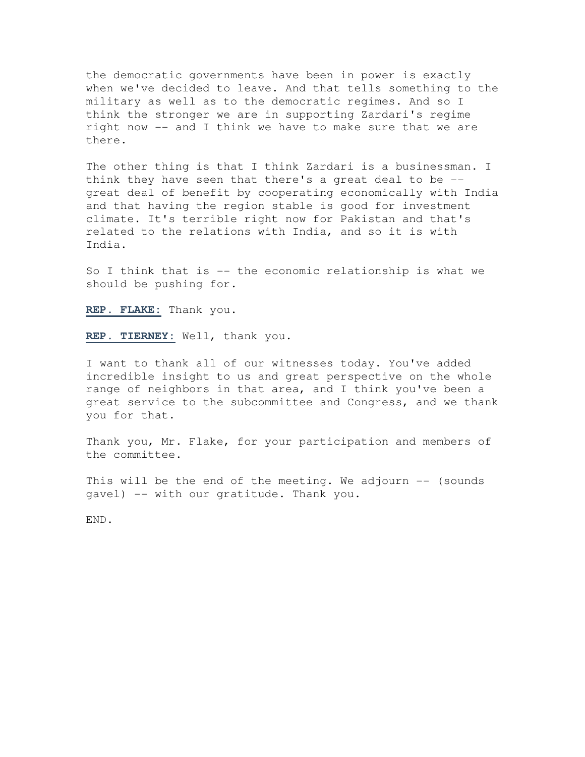the democratic governments have been in power is exactly when we've decided to leave. And that tells something to the military as well as to the democratic regimes. And so I think the stronger we are in supporting Zardari's regime right now -- and I think we have to make sure that we are there.

The other thing is that I think Zardari is a businessman. I think they have seen that there's a great deal to be -- great deal of benefit by cooperating economically with India and that having the region stable is good for investment climate. It's terrible right now for Pakistan and that's related to the relations with India, and so it is with India.

So I think that is -- the economic relationship is what we should be pushing for.

**REP. FLAKE:** Thank you.

**REP. TIERNEY:** Well, thank you.

I want to thank all of our witnesses today. You've added incredible insight to us and great perspective on the whole range of neighbors in that area, and I think you've been a great service to the subcommittee and Congress, and we thank you for that.

Thank you, Mr. Flake, for your participation and members of the committee.

This will be the end of the meeting. We adjourn -- (sounds gavel) -- with our gratitude. Thank you.

END.